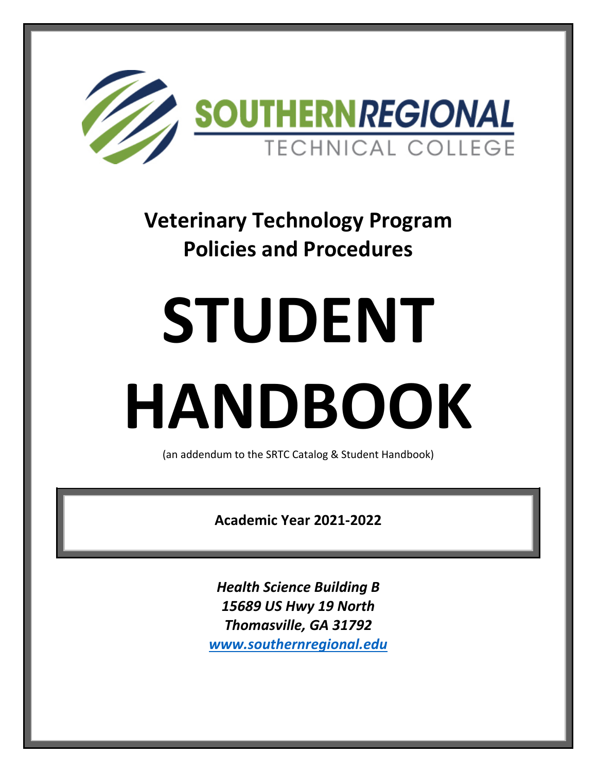SOUTHERN REGIONAL
TECHNICAL COLLEGE

# Veterinary Technology Program
# Policies and Procedures

# STUDENT HANDBOOK

(an addendum to the SRTC Catalog & Student Handbook)

**Academic Year 2021-2022**

***Health Science Building B***
***15689 US Hwy 19 North***
***Thomasville, GA 31792***
***www.southernregional.edu***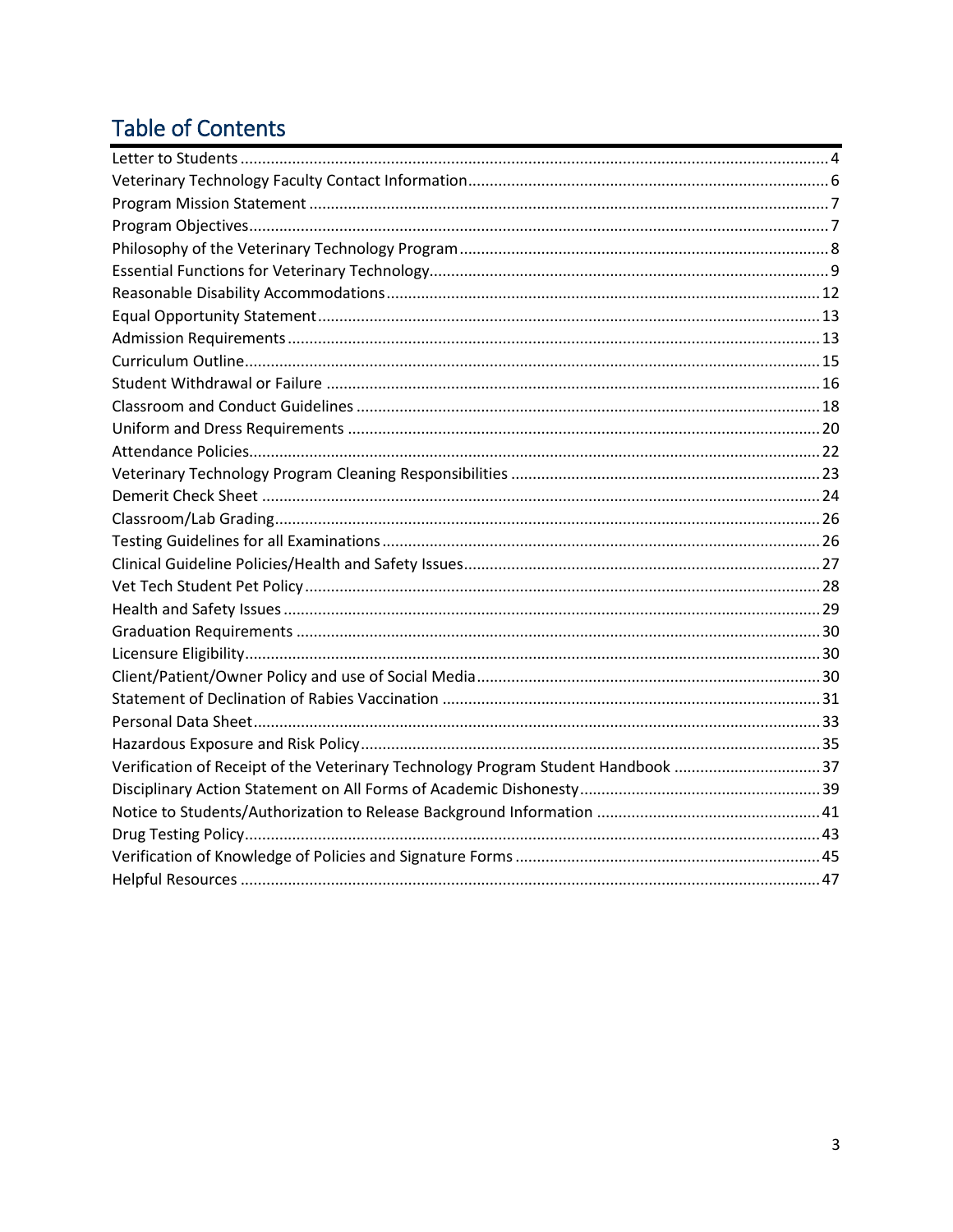# Table of Contents

| | |
|---|---|
| Letter to Students | 4 |
| Veterinary Technology Faculty Contact Information | 6 |
| Program Mission Statement | 7 |
| Program Objectives | 7 |
| Philosophy of the Veterinary Technology Program | 8 |
| Essential Functions for Veterinary Technology | 9 |
| Reasonable Disability Accommodations | 12 |
| Equal Opportunity Statement | 13 |
| Admission Requirements | 13 |
| Curriculum Outline | 15 |
| Student Withdrawal or Failure | 16 |
| Classroom and Conduct Guidelines | 18 |
| Uniform and Dress Requirements | 20 |
| Attendance Policies | 22 |
| Veterinary Technology Program Cleaning Responsibilities | 23 |
| Demerit Check Sheet | 24 |
| Classroom/Lab Grading | 26 |
| Testing Guidelines for all Examinations | 26 |
| Clinical Guideline Policies/Health and Safety Issues | 27 |
| Vet Tech Student Pet Policy | 28 |
| Health and Safety Issues | 29 |
| Graduation Requirements | 30 |
| Licensure Eligibility | 30 |
| Client/Patient/Owner Policy and use of Social Media | 30 |
| Statement of Declination of Rabies Vaccination | 31 |
| Personal Data Sheet | 33 |
| Hazardous Exposure and Risk Policy | 35 |
| Verification of Receipt of the Veterinary Technology Program Student Handbook | 37 |
| Disciplinary Action Statement on All Forms of Academic Dishonesty | 39 |
| Notice to Students/Authorization to Release Background Information | 41 |
| Drug Testing Policy | 43 |
| Verification of Knowledge of Policies and Signature Forms | 45 |
| Helpful Resources | 47 |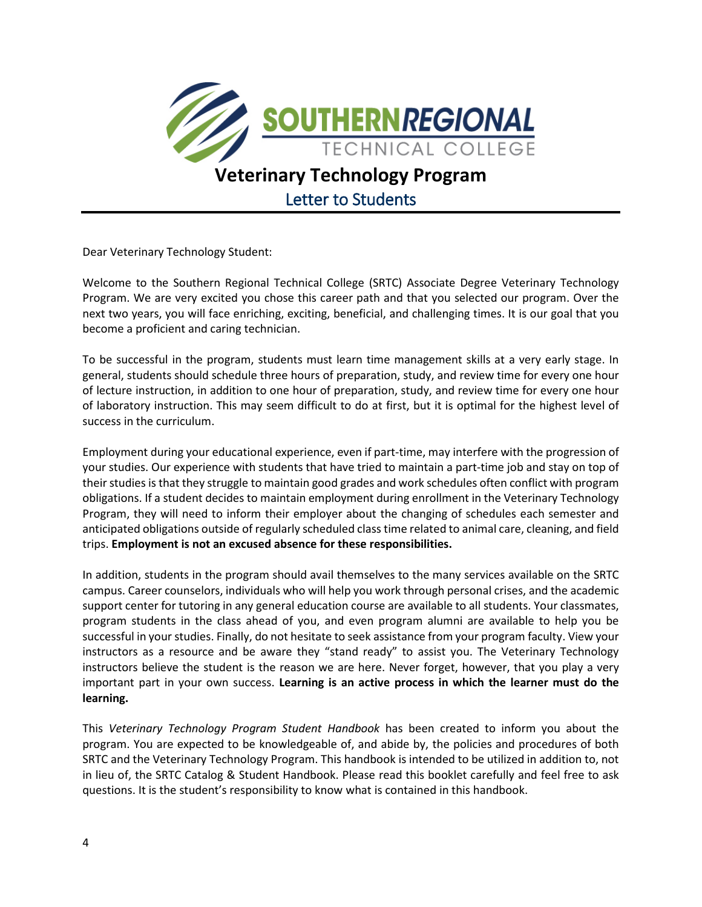# Veterinary Technology Program

## Letter to Students

Dear Veterinary Technology Student:

Welcome to the Southern Regional Technical College (SRTC) Associate Degree Veterinary Technology Program. We are very excited you chose this career path and that you selected our program. Over the next two years, you will face enriching, exciting, beneficial, and challenging times. It is our goal that you become a proficient and caring technician.

To be successful in the program, students must learn time management skills at a very early stage. In general, students should schedule three hours of preparation, study, and review time for every one hour of lecture instruction, in addition to one hour of preparation, study, and review time for every one hour of laboratory instruction. This may seem difficult to do at first, but it is optimal for the highest level of success in the curriculum.

Employment during your educational experience, even if part-time, may interfere with the progression of your studies. Our experience with students that have tried to maintain a part-time job and stay on top of their studies is that they struggle to maintain good grades and work schedules often conflict with program obligations. If a student decides to maintain employment during enrollment in the Veterinary Technology Program, they will need to inform their employer about the changing of schedules each semester and anticipated obligations outside of regularly scheduled class time related to animal care, cleaning, and field trips. **Employment is not an excused absence for these responsibilities.**

In addition, students in the program should avail themselves to the many services available on the SRTC campus. Career counselors, individuals who will help you work through personal crises, and the academic support center for tutoring in any general education course are available to all students. Your classmates, program students in the class ahead of you, and even program alumni are available to help you be successful in your studies. Finally, do not hesitate to seek assistance from your program faculty. View your instructors as a resource and be aware they "stand ready" to assist you. The Veterinary Technology instructors believe the student is the reason we are here. Never forget, however, that you play a very important part in your own success. **Learning is an active process in which the learner must do the learning.**

This *Veterinary Technology Program Student Handbook* has been created to inform you about the program. You are expected to be knowledgeable of, and abide by, the policies and procedures of both SRTC and the Veterinary Technology Program. This handbook is intended to be utilized in addition to, not in lieu of, the SRTC Catalog & Student Handbook. Please read this booklet carefully and feel free to ask questions. It is the student's responsibility to know what is contained in this handbook.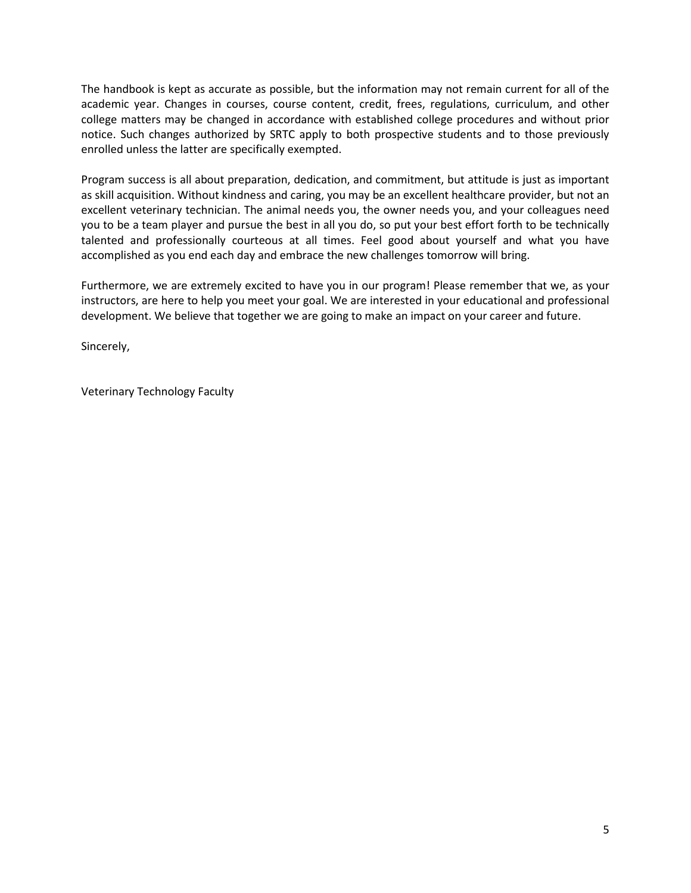The handbook is kept as accurate as possible, but the information may not remain current for all of the academic year. Changes in courses, course content, credit, frees, regulations, curriculum, and other college matters may be changed in accordance with established college procedures and without prior notice. Such changes authorized by SRTC apply to both prospective students and to those previously enrolled unless the latter are specifically exempted.

Program success is all about preparation, dedication, and commitment, but attitude is just as important as skill acquisition. Without kindness and caring, you may be an excellent healthcare provider, but not an excellent veterinary technician. The animal needs you, the owner needs you, and your colleagues need you to be a team player and pursue the best in all you do, so put your best effort forth to be technically talented and professionally courteous at all times. Feel good about yourself and what you have accomplished as you end each day and embrace the new challenges tomorrow will bring.

Furthermore, we are extremely excited to have you in our program! Please remember that we, as your instructors, are here to help you meet your goal. We are interested in your educational and professional development. We believe that together we are going to make an impact on your career and future.

Sincerely,

Veterinary Technology Faculty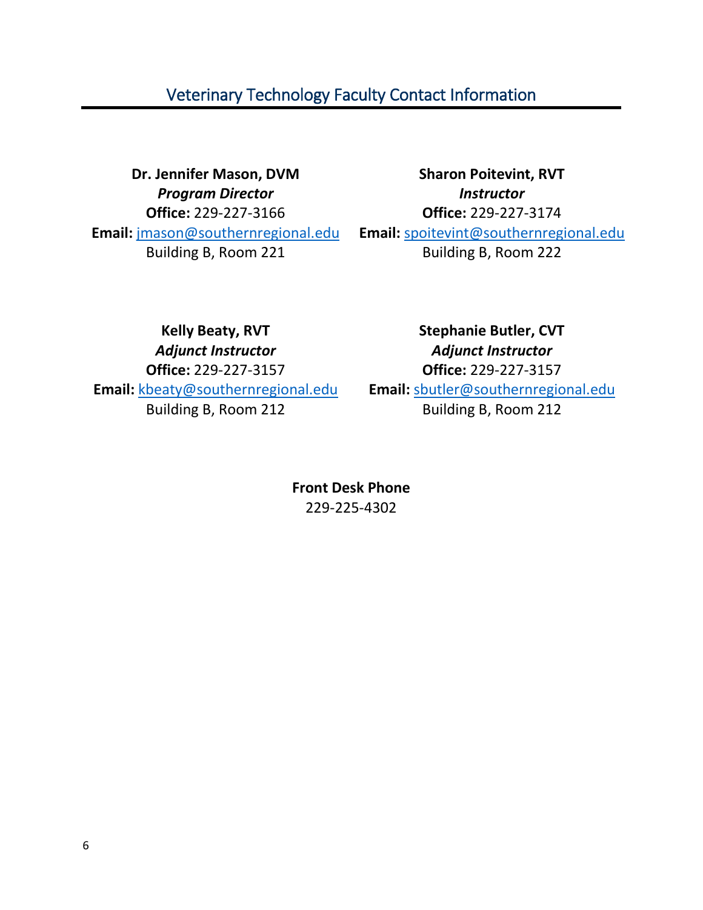## Veterinary Technology Faculty Contact Information

**Dr. Jennifer Mason, DVM**
***Program Director***
**Office:** 229-227-3166
**Email:** jmason@southernregional.edu
Building B, Room 221

**Sharon Poitevint, RVT**
***Instructor***
**Office:** 229-227-3174
**Email:** spoitevint@southernregional.edu
Building B, Room 222

**Kelly Beaty, RVT**
***Adjunct Instructor***
**Office:** 229-227-3157
**Email:** kbeaty@southernregional.edu
Building B, Room 212

**Stephanie Butler, CVT**
***Adjunct Instructor***
**Office:** 229-227-3157
**Email:** sbutler@southernregional.edu
Building B, Room 212

**Front Desk Phone**
229-225-4302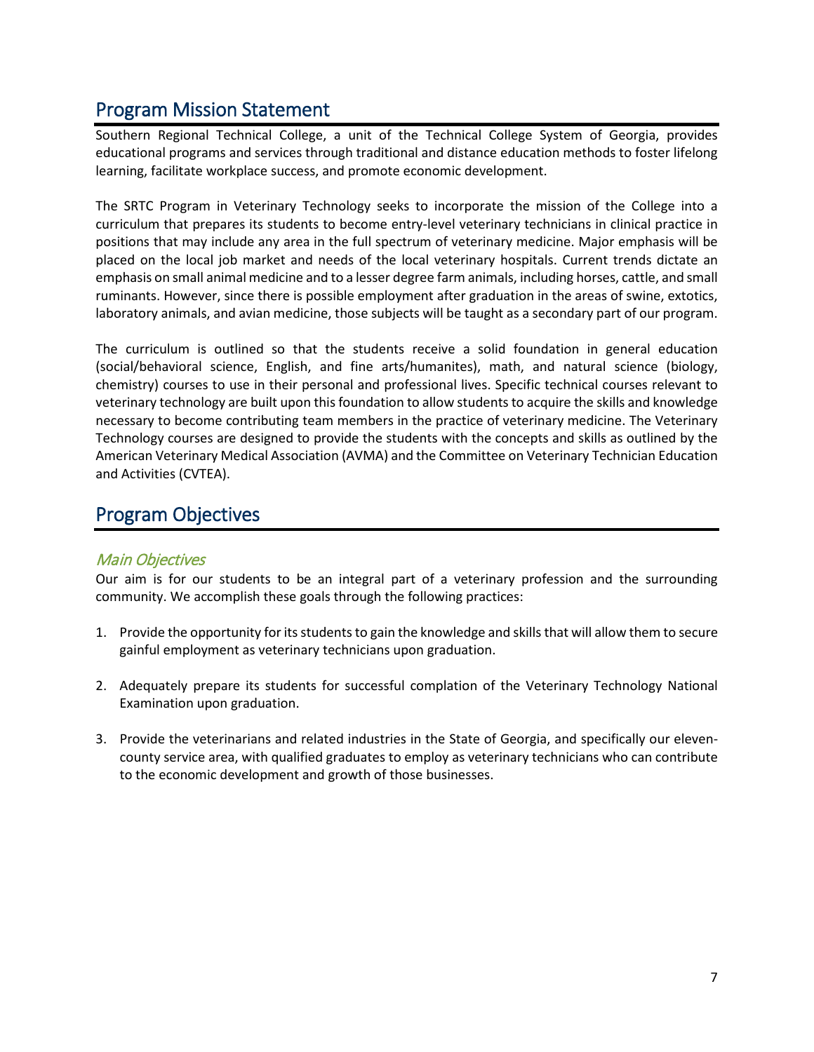## Program Mission Statement

Southern Regional Technical College, a unit of the Technical College System of Georgia, provides educational programs and services through traditional and distance education methods to foster lifelong learning, facilitate workplace success, and promote economic development.

The SRTC Program in Veterinary Technology seeks to incorporate the mission of the College into a curriculum that prepares its students to become entry-level veterinary technicians in clinical practice in positions that may include any area in the full spectrum of veterinary medicine. Major emphasis will be placed on the local job market and needs of the local veterinary hospitals. Current trends dictate an emphasis on small animal medicine and to a lesser degree farm animals, including horses, cattle, and small ruminants. However, since there is possible employment after graduation in the areas of swine, extotics, laboratory animals, and avian medicine, those subjects will be taught as a secondary part of our program.

The curriculum is outlined so that the students receive a solid foundation in general education (social/behavioral science, English, and fine arts/humanites), math, and natural science (biology, chemistry) courses to use in their personal and professional lives. Specific technical courses relevant to veterinary technology are built upon this foundation to allow students to acquire the skills and knowledge necessary to become contributing team members in the practice of veterinary medicine. The Veterinary Technology courses are designed to provide the students with the concepts and skills as outlined by the American Veterinary Medical Association (AVMA) and the Committee on Veterinary Technician Education and Activities (CVTEA).

## Program Objectives

### *Main Objectives*

Our aim is for our students to be an integral part of a veterinary profession and the surrounding community. We accomplish these goals through the following practices:

1. Provide the opportunity for its students to gain the knowledge and skills that will allow them to secure gainful employment as veterinary technicians upon graduation.

2. Adequately prepare its students for successful complation of the Veterinary Technology National Examination upon graduation.

3. Provide the veterinarians and related industries in the State of Georgia, and specifically our eleven-county service area, with qualified graduates to employ as veterinary technicians who can contribute to the economic development and growth of those businesses.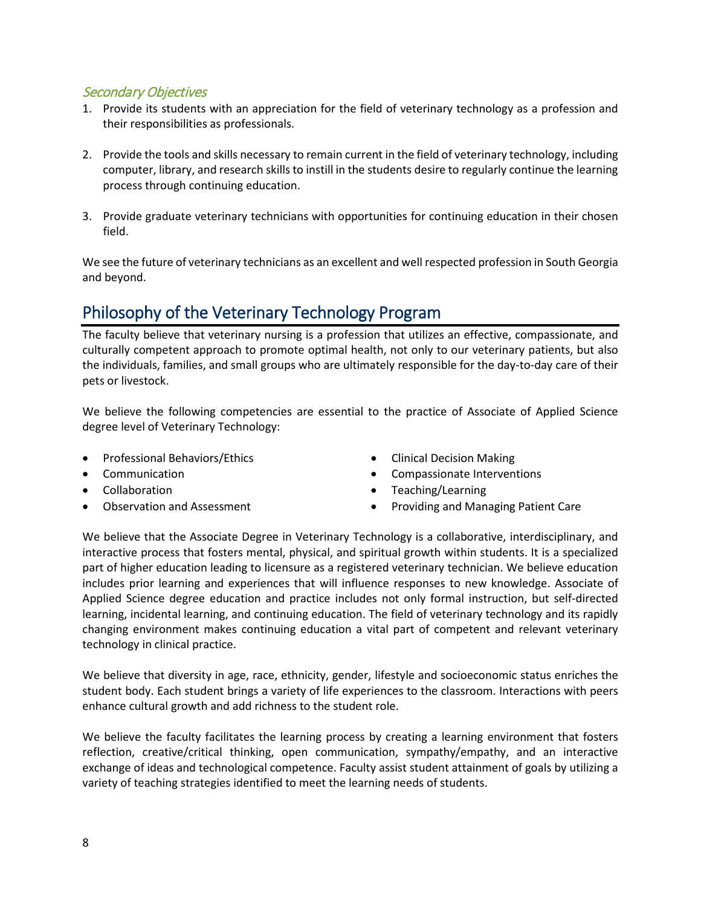### *Secondary Objectives*

1. Provide its students with an appreciation for the field of veterinary technology as a profession and their responsibilities as professionals.

2. Provide the tools and skills necessary to remain current in the field of veterinary technology, including computer, library, and research skills to instill in the students desire to regularly continue the learning process through continuing education.

3. Provide graduate veterinary technicians with opportunities for continuing education in their chosen field.

We see the future of veterinary technicians as an excellent and well respected profession in South Georgia and beyond.

## Philosophy of the Veterinary Technology Program

The faculty believe that veterinary nursing is a profession that utilizes an effective, compassionate, and culturally competent approach to promote optimal health, not only to our veterinary patients, but also the individuals, families, and small groups who are ultimately responsible for the day-to-day care of their pets or livestock.

We believe the following competencies are essential to the practice of Associate of Applied Science degree level of Veterinary Technology:

- Professional Behaviors/Ethics
- Communication
- Collaboration
- Observation and Assessment
- Clinical Decision Making
- Compassionate Interventions
- Teaching/Learning
- Providing and Managing Patient Care

We believe that the Associate Degree in Veterinary Technology is a collaborative, interdisciplinary, and interactive process that fosters mental, physical, and spiritual growth within students. It is a specialized part of higher education leading to licensure as a registered veterinary technician. We believe education includes prior learning and experiences that will influence responses to new knowledge. Associate of Applied Science degree education and practice includes not only formal instruction, but self-directed learning, incidental learning, and continuing education. The field of veterinary technology and its rapidly changing environment makes continuing education a vital part of competent and relevant veterinary technology in clinical practice.

We believe that diversity in age, race, ethnicity, gender, lifestyle and socioeconomic status enriches the student body. Each student brings a variety of life experiences to the classroom. Interactions with peers enhance cultural growth and add richness to the student role.

We believe the faculty facilitates the learning process by creating a learning environment that fosters reflection, creative/critical thinking, open communication, sympathy/empathy, and an interactive exchange of ideas and technological competence. Faculty assist student attainment of goals by utilizing a variety of teaching strategies identified to meet the learning needs of students.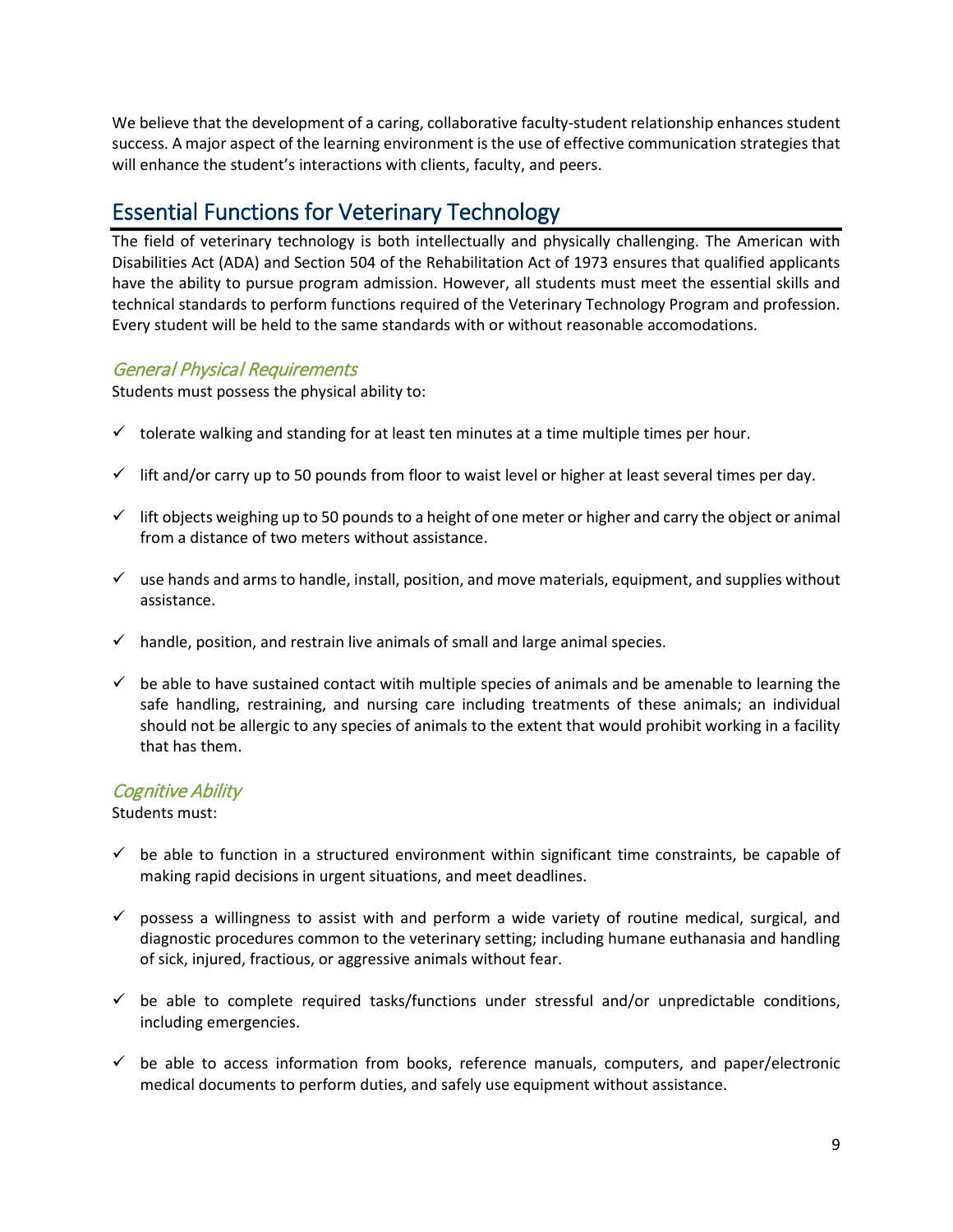We believe that the development of a caring, collaborative faculty-student relationship enhances student success. A major aspect of the learning environment is the use of effective communication strategies that will enhance the student's interactions with clients, faculty, and peers.

## Essential Functions for Veterinary Technology

The field of veterinary technology is both intellectually and physically challenging. The American with Disabilities Act (ADA) and Section 504 of the Rehabilitation Act of 1973 ensures that qualified applicants have the ability to pursue program admission. However, all students must meet the essential skills and technical standards to perform functions required of the Veterinary Technology Program and profession. Every student will be held to the same standards with or without reasonable accomodations.

### *General Physical Requirements*

Students must possess the physical ability to:

- ✓ tolerate walking and standing for at least ten minutes at a time multiple times per hour.
- ✓ lift and/or carry up to 50 pounds from floor to waist level or higher at least several times per day.
- ✓ lift objects weighing up to 50 pounds to a height of one meter or higher and carry the object or animal from a distance of two meters without assistance.
- ✓ use hands and arms to handle, install, position, and move materials, equipment, and supplies without assistance.
- ✓ handle, position, and restrain live animals of small and large animal species.
- ✓ be able to have sustained contact witih multiple species of animals and be amenable to learning the safe handling, restraining, and nursing care including treatments of these animals; an individual should not be allergic to any species of animals to the extent that would prohibit working in a facility that has them.

### *Cognitive Ability*

Students must:

- ✓ be able to function in a structured environment within significant time constraints, be capable of making rapid decisions in urgent situations, and meet deadlines.
- ✓ possess a willingness to assist with and perform a wide variety of routine medical, surgical, and diagnostic procedures common to the veterinary setting; including humane euthanasia and handling of sick, injured, fractious, or aggressive animals without fear.
- ✓ be able to complete required tasks/functions under stressful and/or unpredictable conditions, including emergencies.
- ✓ be able to access information from books, reference manuals, computers, and paper/electronic medical documents to perform duties, and safely use equipment without assistance.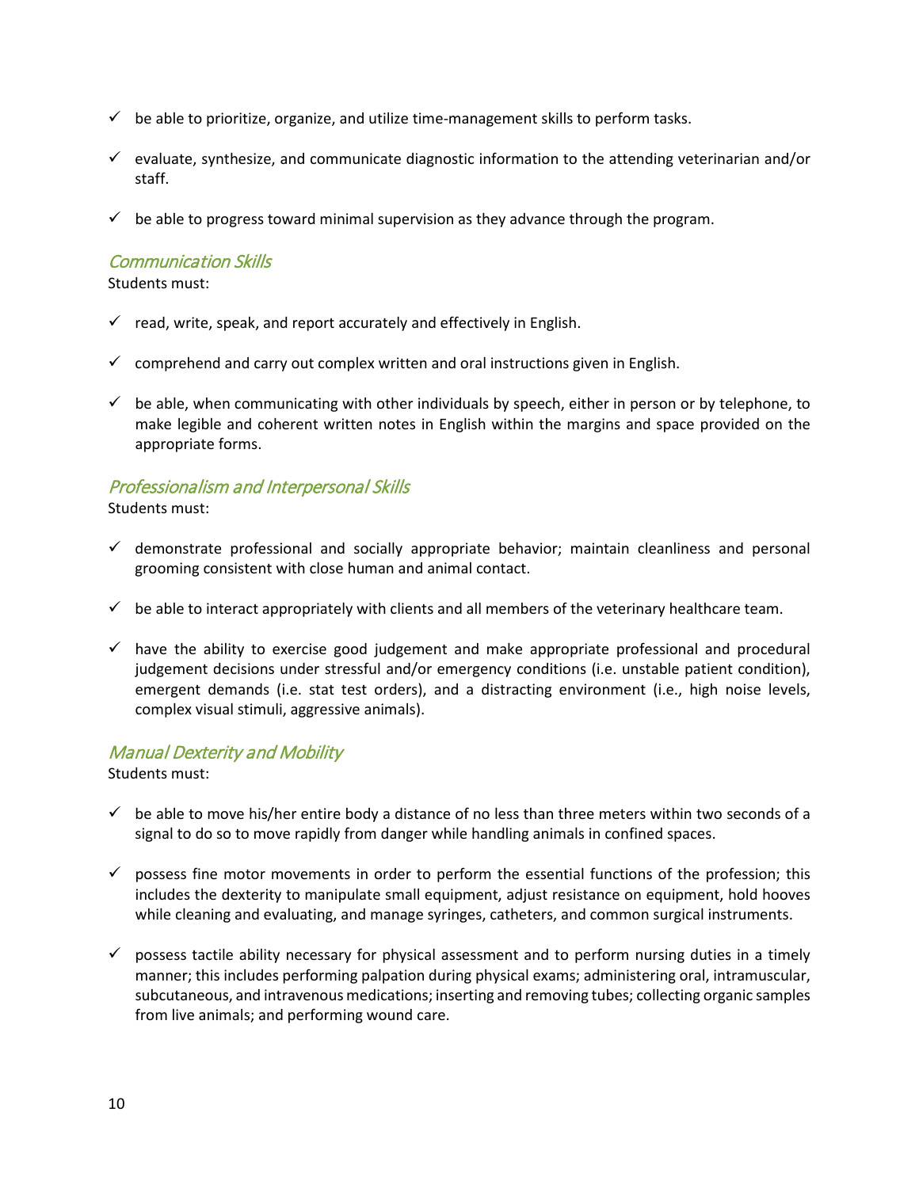- ✓ be able to prioritize, organize, and utilize time-management skills to perform tasks.
- ✓ evaluate, synthesize, and communicate diagnostic information to the attending veterinarian and/or staff.
- ✓ be able to progress toward minimal supervision as they advance through the program.

### *Communication Skills*

Students must:

- ✓ read, write, speak, and report accurately and effectively in English.
- ✓ comprehend and carry out complex written and oral instructions given in English.
- ✓ be able, when communicating with other individuals by speech, either in person or by telephone, to make legible and coherent written notes in English within the margins and space provided on the appropriate forms.

### *Professionalism and Interpersonal Skills*

Students must:

- ✓ demonstrate professional and socially appropriate behavior; maintain cleanliness and personal grooming consistent with close human and animal contact.
- ✓ be able to interact appropriately with clients and all members of the veterinary healthcare team.
- ✓ have the ability to exercise good judgement and make appropriate professional and procedural judgement decisions under stressful and/or emergency conditions (i.e. unstable patient condition), emergent demands (i.e. stat test orders), and a distracting environment (i.e., high noise levels, complex visual stimuli, aggressive animals).

### *Manual Dexterity and Mobility*

Students must:

- ✓ be able to move his/her entire body a distance of no less than three meters within two seconds of a signal to do so to move rapidly from danger while handling animals in confined spaces.
- ✓ possess fine motor movements in order to perform the essential functions of the profession; this includes the dexterity to manipulate small equipment, adjust resistance on equipment, hold hooves while cleaning and evaluating, and manage syringes, catheters, and common surgical instruments.
- ✓ possess tactile ability necessary for physical assessment and to perform nursing duties in a timely manner; this includes performing palpation during physical exams; administering oral, intramuscular, subcutaneous, and intravenous medications; inserting and removing tubes; collecting organic samples from live animals; and performing wound care.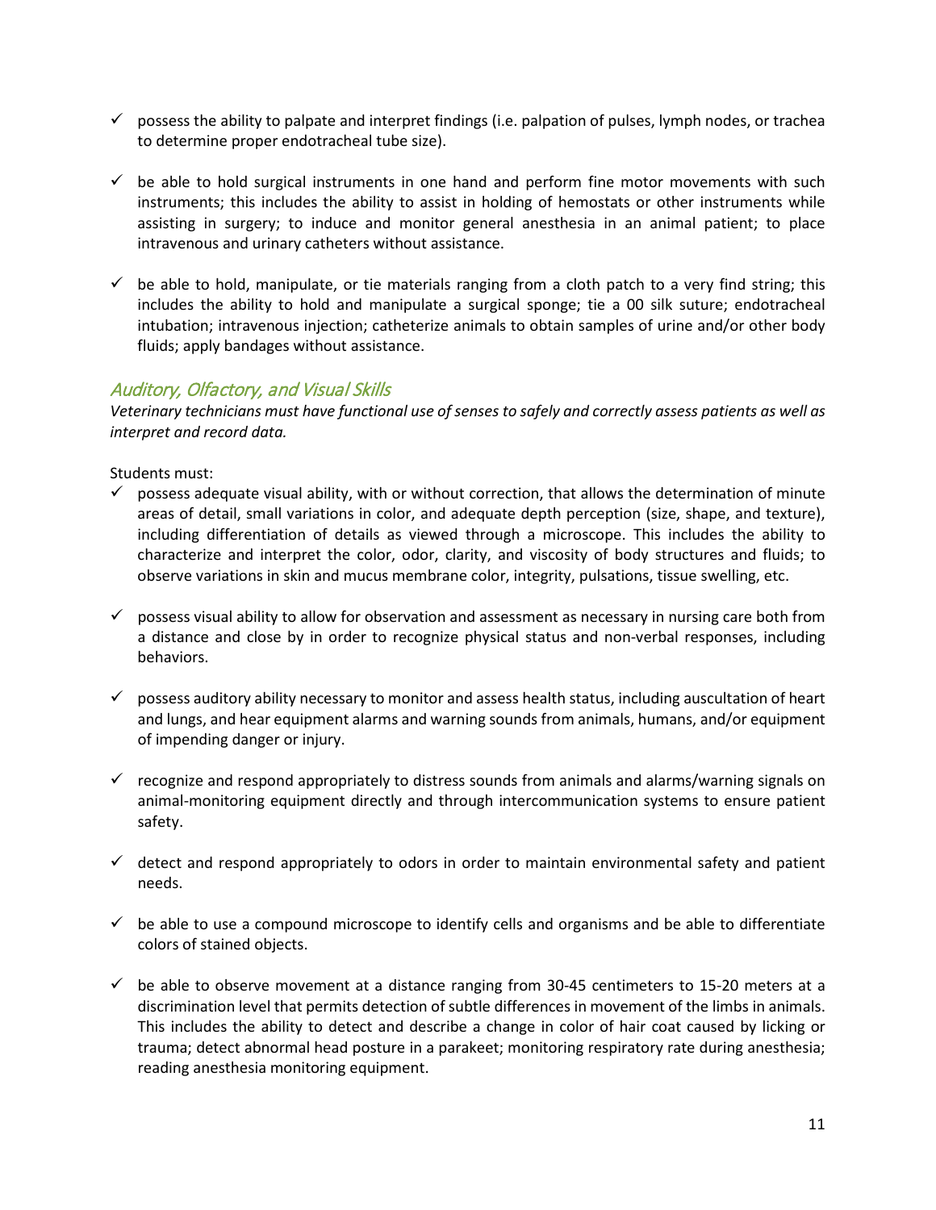- ✓ possess the ability to palpate and interpret findings (i.e. palpation of pulses, lymph nodes, or trachea to determine proper endotracheal tube size).

- ✓ be able to hold surgical instruments in one hand and perform fine motor movements with such instruments; this includes the ability to assist in holding of hemostats or other instruments while assisting in surgery; to induce and monitor general anesthesia in an animal patient; to place intravenous and urinary catheters without assistance.

- ✓ be able to hold, manipulate, or tie materials ranging from a cloth patch to a very find string; this includes the ability to hold and manipulate a surgical sponge; tie a 00 silk suture; endotracheal intubation; intravenous injection; catheterize animals to obtain samples of urine and/or other body fluids; apply bandages without assistance.

## *Auditory, Olfactory, and Visual Skills*

*Veterinary technicians must have functional use of senses to safely and correctly assess patients as well as interpret and record data.*

Students must:

- ✓ possess adequate visual ability, with or without correction, that allows the determination of minute areas of detail, small variations in color, and adequate depth perception (size, shape, and texture), including differentiation of details as viewed through a microscope. This includes the ability to characterize and interpret the color, odor, clarity, and viscosity of body structures and fluids; to observe variations in skin and mucus membrane color, integrity, pulsations, tissue swelling, etc.

- ✓ possess visual ability to allow for observation and assessment as necessary in nursing care both from a distance and close by in order to recognize physical status and non-verbal responses, including behaviors.

- ✓ possess auditory ability necessary to monitor and assess health status, including auscultation of heart and lungs, and hear equipment alarms and warning sounds from animals, humans, and/or equipment of impending danger or injury.

- ✓ recognize and respond appropriately to distress sounds from animals and alarms/warning signals on animal-monitoring equipment directly and through intercommunication systems to ensure patient safety.

- ✓ detect and respond appropriately to odors in order to maintain environmental safety and patient needs.

- ✓ be able to use a compound microscope to identify cells and organisms and be able to differentiate colors of stained objects.

- ✓ be able to observe movement at a distance ranging from 30-45 centimeters to 15-20 meters at a discrimination level that permits detection of subtle differences in movement of the limbs in animals. This includes the ability to detect and describe a change in color of hair coat caused by licking or trauma; detect abnormal head posture in a parakeet; monitoring respiratory rate during anesthesia; reading anesthesia monitoring equipment.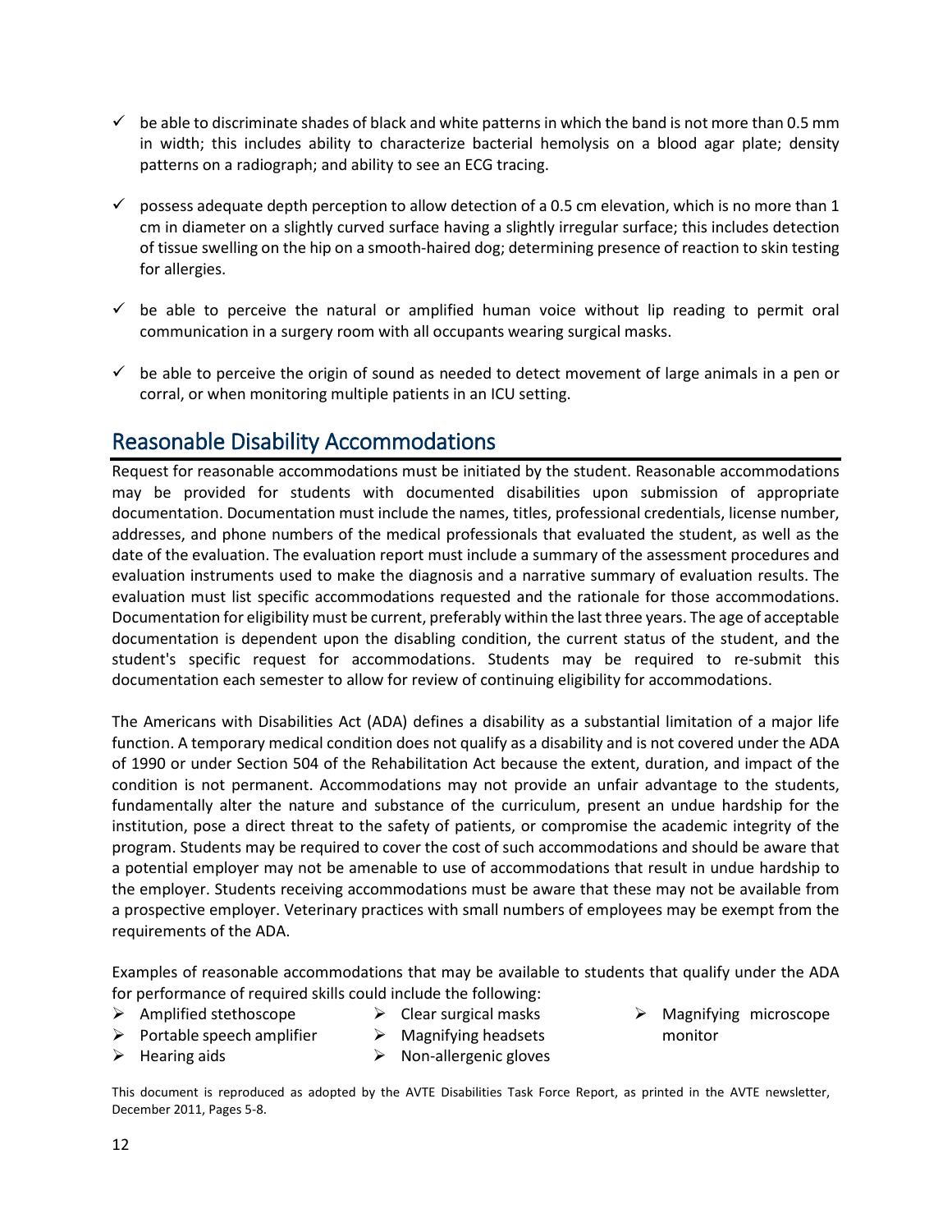- ✓ be able to discriminate shades of black and white patterns in which the band is not more than 0.5 mm in width; this includes ability to characterize bacterial hemolysis on a blood agar plate; density patterns on a radiograph; and ability to see an ECG tracing.
- ✓ possess adequate depth perception to allow detection of a 0.5 cm elevation, which is no more than 1 cm in diameter on a slightly curved surface having a slightly irregular surface; this includes detection of tissue swelling on the hip on a smooth-haired dog; determining presence of reaction to skin testing for allergies.
- ✓ be able to perceive the natural or amplified human voice without lip reading to permit oral communication in a surgery room with all occupants wearing surgical masks.
- ✓ be able to perceive the origin of sound as needed to detect movement of large animals in a pen or corral, or when monitoring multiple patients in an ICU setting.

## Reasonable Disability Accommodations

Request for reasonable accommodations must be initiated by the student. Reasonable accommodations may be provided for students with documented disabilities upon submission of appropriate documentation. Documentation must include the names, titles, professional credentials, license number, addresses, and phone numbers of the medical professionals that evaluated the student, as well as the date of the evaluation. The evaluation report must include a summary of the assessment procedures and evaluation instruments used to make the diagnosis and a narrative summary of evaluation results. The evaluation must list specific accommodations requested and the rationale for those accommodations. Documentation for eligibility must be current, preferably within the last three years. The age of acceptable documentation is dependent upon the disabling condition, the current status of the student, and the student's specific request for accommodations. Students may be required to re-submit this documentation each semester to allow for review of continuing eligibility for accommodations.

The Americans with Disabilities Act (ADA) defines a disability as a substantial limitation of a major life function. A temporary medical condition does not qualify as a disability and is not covered under the ADA of 1990 or under Section 504 of the Rehabilitation Act because the extent, duration, and impact of the condition is not permanent. Accommodations may not provide an unfair advantage to the students, fundamentally alter the nature and substance of the curriculum, present an undue hardship for the institution, pose a direct threat to the safety of patients, or compromise the academic integrity of the program. Students may be required to cover the cost of such accommodations and should be aware that a potential employer may not be amenable to use of accommodations that result in undue hardship to the employer. Students receiving accommodations must be aware that these may not be available from a prospective employer. Veterinary practices with small numbers of employees may be exempt from the requirements of the ADA.

Examples of reasonable accommodations that may be available to students that qualify under the ADA for performance of required skills could include the following:

- Amplified stethoscope
- Portable speech amplifier
- Hearing aids
- Clear surgical masks
- Magnifying headsets
- Non-allergenic gloves
- Magnifying microscope monitor

This document is reproduced as adopted by the AVTE Disabilities Task Force Report, as printed in the AVTE newsletter, December 2011, Pages 5-8.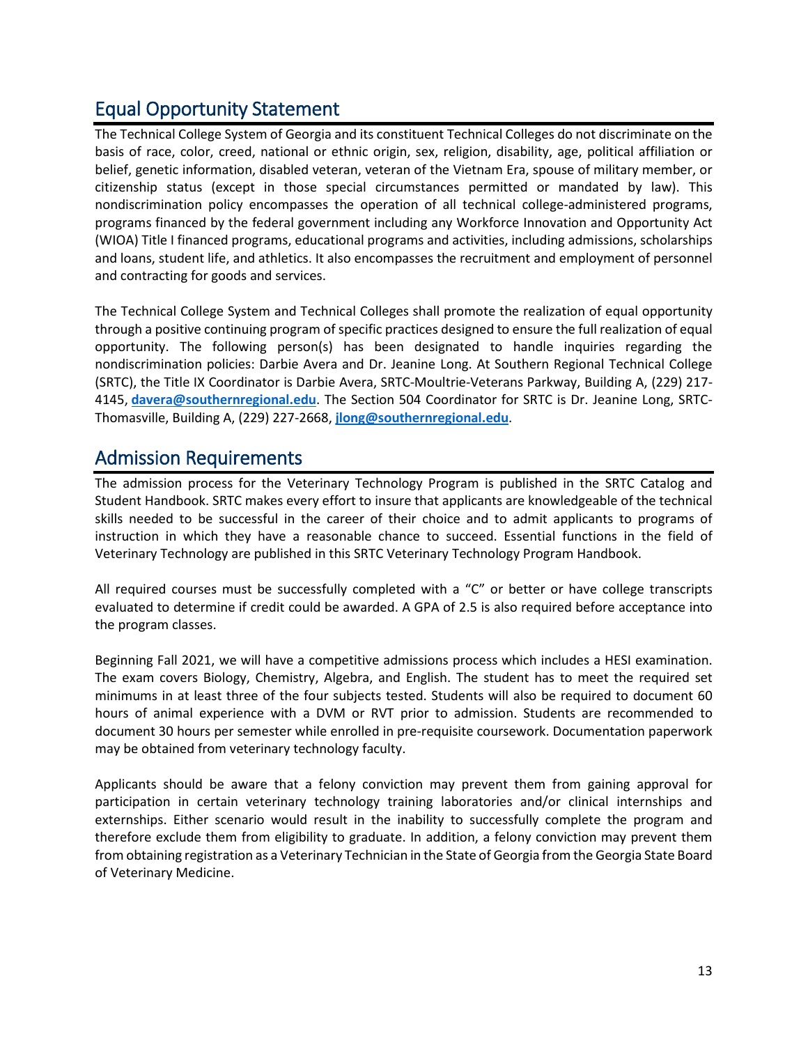## Equal Opportunity Statement

The Technical College System of Georgia and its constituent Technical Colleges do not discriminate on the basis of race, color, creed, national or ethnic origin, sex, religion, disability, age, political affiliation or belief, genetic information, disabled veteran, veteran of the Vietnam Era, spouse of military member, or citizenship status (except in those special circumstances permitted or mandated by law). This nondiscrimination policy encompasses the operation of all technical college-administered programs, programs financed by the federal government including any Workforce Innovation and Opportunity Act (WIOA) Title I financed programs, educational programs and activities, including admissions, scholarships and loans, student life, and athletics. It also encompasses the recruitment and employment of personnel and contracting for goods and services.

The Technical College System and Technical Colleges shall promote the realization of equal opportunity through a positive continuing program of specific practices designed to ensure the full realization of equal opportunity. The following person(s) has been designated to handle inquiries regarding the nondiscrimination policies: Darbie Avera and Dr. Jeanine Long. At Southern Regional Technical College (SRTC), the Title IX Coordinator is Darbie Avera, SRTC-Moultrie-Veterans Parkway, Building A, (229) 217-4145, **davera@southernregional.edu**. The Section 504 Coordinator for SRTC is Dr. Jeanine Long, SRTC-Thomasville, Building A, (229) 227-2668, **jlong@southernregional.edu**.

## Admission Requirements

The admission process for the Veterinary Technology Program is published in the SRTC Catalog and Student Handbook. SRTC makes every effort to insure that applicants are knowledgeable of the technical skills needed to be successful in the career of their choice and to admit applicants to programs of instruction in which they have a reasonable chance to succeed. Essential functions in the field of Veterinary Technology are published in this SRTC Veterinary Technology Program Handbook.

All required courses must be successfully completed with a "C" or better or have college transcripts evaluated to determine if credit could be awarded. A GPA of 2.5 is also required before acceptance into the program classes.

Beginning Fall 2021, we will have a competitive admissions process which includes a HESI examination. The exam covers Biology, Chemistry, Algebra, and English. The student has to meet the required set minimums in at least three of the four subjects tested. Students will also be required to document 60 hours of animal experience with a DVM or RVT prior to admission. Students are recommended to document 30 hours per semester while enrolled in pre-requisite coursework. Documentation paperwork may be obtained from veterinary technology faculty.

Applicants should be aware that a felony conviction may prevent them from gaining approval for participation in certain veterinary technology training laboratories and/or clinical internships and externships. Either scenario would result in the inability to successfully complete the program and therefore exclude them from eligibility to graduate. In addition, a felony conviction may prevent them from obtaining registration as a Veterinary Technician in the State of Georgia from the Georgia State Board of Veterinary Medicine.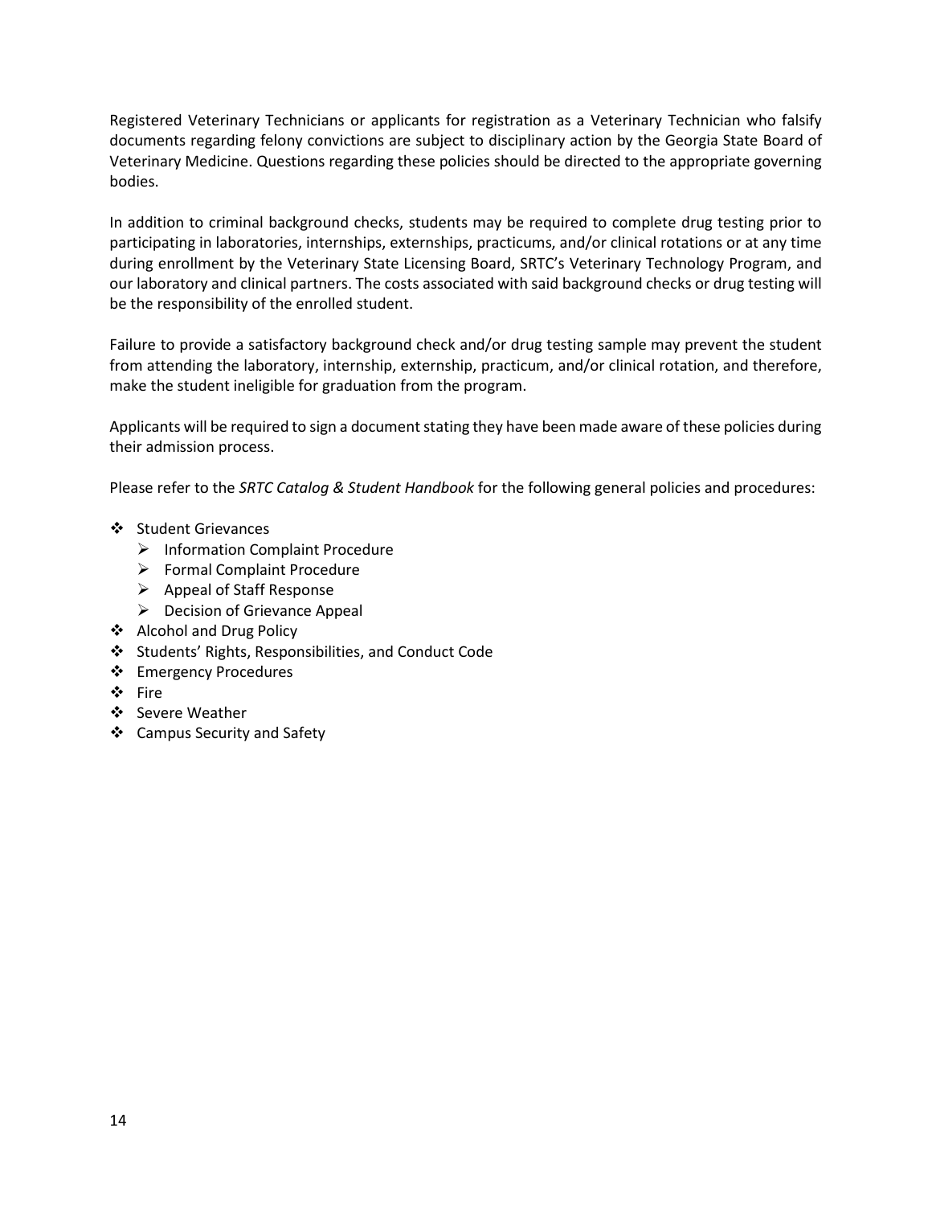Registered Veterinary Technicians or applicants for registration as a Veterinary Technician who falsify documents regarding felony convictions are subject to disciplinary action by the Georgia State Board of Veterinary Medicine. Questions regarding these policies should be directed to the appropriate governing bodies.

In addition to criminal background checks, students may be required to complete drug testing prior to participating in laboratories, internships, externships, practicums, and/or clinical rotations or at any time during enrollment by the Veterinary State Licensing Board, SRTC's Veterinary Technology Program, and our laboratory and clinical partners. The costs associated with said background checks or drug testing will be the responsibility of the enrolled student.

Failure to provide a satisfactory background check and/or drug testing sample may prevent the student from attending the laboratory, internship, externship, practicum, and/or clinical rotation, and therefore, make the student ineligible for graduation from the program.

Applicants will be required to sign a document stating they have been made aware of these policies during their admission process.

Please refer to the *SRTC Catalog & Student Handbook* for the following general policies and procedures:

- Student Grievances
  - Information Complaint Procedure
  - Formal Complaint Procedure
  - Appeal of Staff Response
  - Decision of Grievance Appeal
- Alcohol and Drug Policy
- Students' Rights, Responsibilities, and Conduct Code
- Emergency Procedures
- Fire
- Severe Weather
- Campus Security and Safety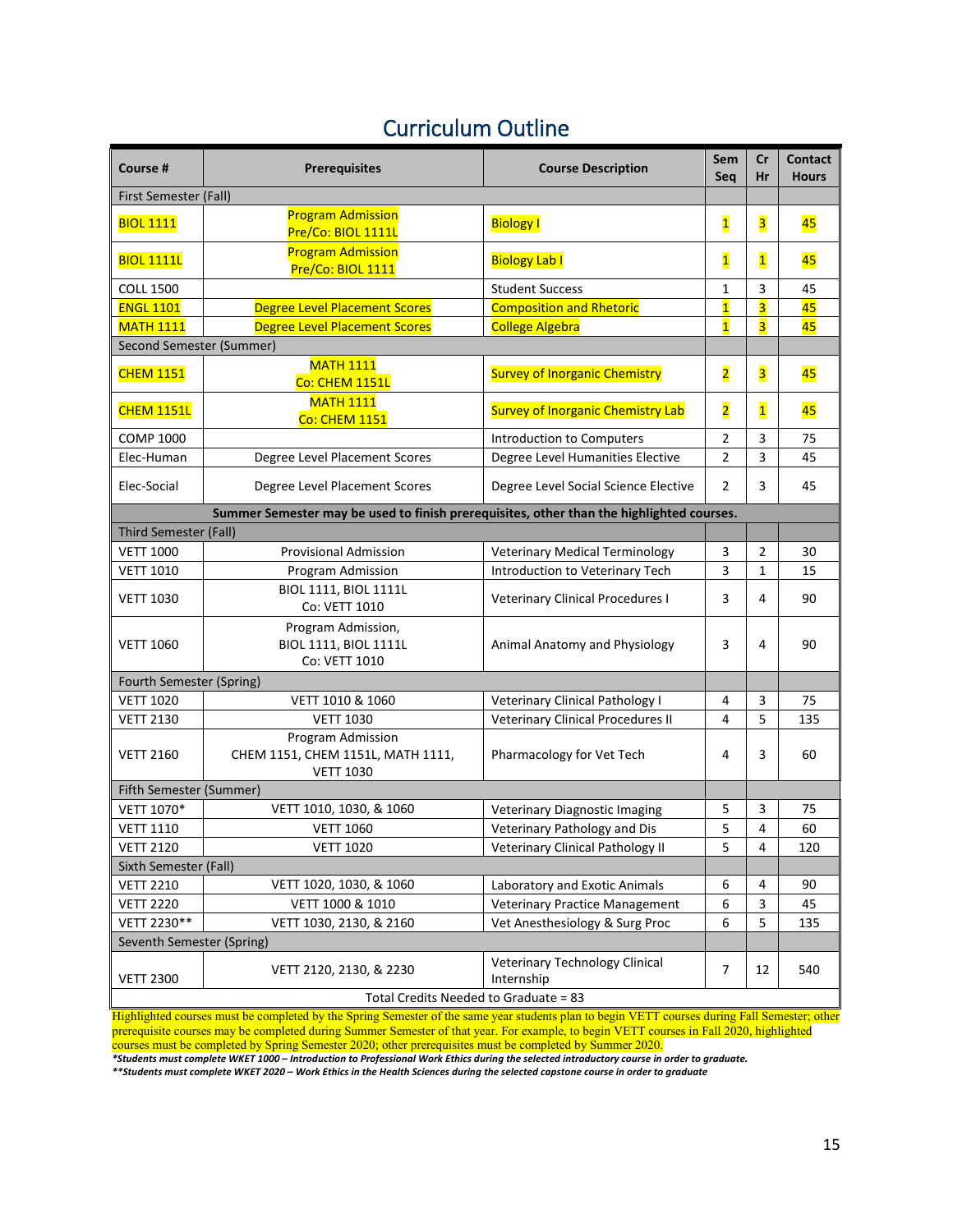# Curriculum Outline

| Course # | Prerequisites | Course Description | Sem Seq | Cr Hr | Contact Hours |
|---|---|---|---|---|---|
| First Semester (Fall) | | | | | |
| BIOL 1111 | Program Admission<br>Pre/Co: BIOL 1111L | Biology I | 1 | 3 | 45 |
| BIOL 1111L | Program Admission<br>Pre/Co: BIOL 1111 | Biology Lab I | 1 | 1 | 45 |
| COLL 1500 | | Student Success | 1 | 3 | 45 |
| ENGL 1101 | Degree Level Placement Scores | Composition and Rhetoric | 1 | 3 | 45 |
| MATH 1111 | Degree Level Placement Scores | College Algebra | 1 | 3 | 45 |
| Second Semester (Summer) | | | | | |
| CHEM 1151 | MATH 1111<br>Co: CHEM 1151L | Survey of Inorganic Chemistry | 2 | 3 | 45 |
| CHEM 1151L | MATH 1111<br>Co: CHEM 1151 | Survey of Inorganic Chemistry Lab | 2 | 1 | 45 |
| COMP 1000 | | Introduction to Computers | 2 | 3 | 75 |
| Elec-Human | Degree Level Placement Scores | Degree Level Humanities Elective | 2 | 3 | 45 |
| Elec-Social | Degree Level Placement Scores | Degree Level Social Science Elective | 2 | 3 | 45 |
| **Summer Semester may be used to finish prerequisites, other than the highlighted courses.** | | | | | |
| Third Semester (Fall) | | | | | |
| VETT 1000 | Provisional Admission | Veterinary Medical Terminology | 3 | 2 | 30 |
| VETT 1010 | Program Admission | Introduction to Veterinary Tech | 3 | 1 | 15 |
| VETT 1030 | BIOL 1111, BIOL 1111L<br>Co: VETT 1010 | Veterinary Clinical Procedures I | 3 | 4 | 90 |
| VETT 1060 | Program Admission,<br>BIOL 1111, BIOL 1111L<br>Co: VETT 1010 | Animal Anatomy and Physiology | 3 | 4 | 90 |
| Fourth Semester (Spring) | | | | | |
| VETT 1020 | VETT 1010 & 1060 | Veterinary Clinical Pathology I | 4 | 3 | 75 |
| VETT 2130 | VETT 1030 | Veterinary Clinical Procedures II | 4 | 5 | 135 |
| VETT 2160 | Program Admission<br>CHEM 1151, CHEM 1151L, MATH 1111,<br>VETT 1030 | Pharmacology for Vet Tech | 4 | 3 | 60 |
| Fifth Semester (Summer) | | | | | |
| VETT 1070* | VETT 1010, 1030, & 1060 | Veterinary Diagnostic Imaging | 5 | 3 | 75 |
| VETT 1110 | VETT 1060 | Veterinary Pathology and Dis | 5 | 4 | 60 |
| VETT 2120 | VETT 1020 | Veterinary Clinical Pathology II | 5 | 4 | 120 |
| Sixth Semester (Fall) | | | | | |
| VETT 2210 | VETT 1020, 1030, & 1060 | Laboratory and Exotic Animals | 6 | 4 | 90 |
| VETT 2220 | VETT 1000 & 1010 | Veterinary Practice Management | 6 | 3 | 45 |
| VETT 2230** | VETT 1030, 2130, & 2160 | Vet Anesthesiology & Surg Proc | 6 | 5 | 135 |
| Seventh Semester (Spring) | | | | | |
| VETT 2300 | VETT 2120, 2130, & 2230 | Veterinary Technology Clinical Internship | 7 | 12 | 540 |
| Total Credits Needed to Graduate = 83 | | | | | |

Highlighted courses must be completed by the Spring Semester of the same year students plan to begin VETT courses during Fall Semester; other prerequisite courses may be completed during Summer Semester of that year. For example, to begin VETT courses in Fall 2020, highlighted courses must be completed by Spring Semester 2020; other prerequisites must be completed by Summer 2020.

****Students must complete WKET 1000 – Introduction to Professional Work Ethics during the selected introductory course in order to graduate.***

****Students must complete WKET 2020 – Work Ethics in the Health Sciences during the selected capstone course in order to graduate***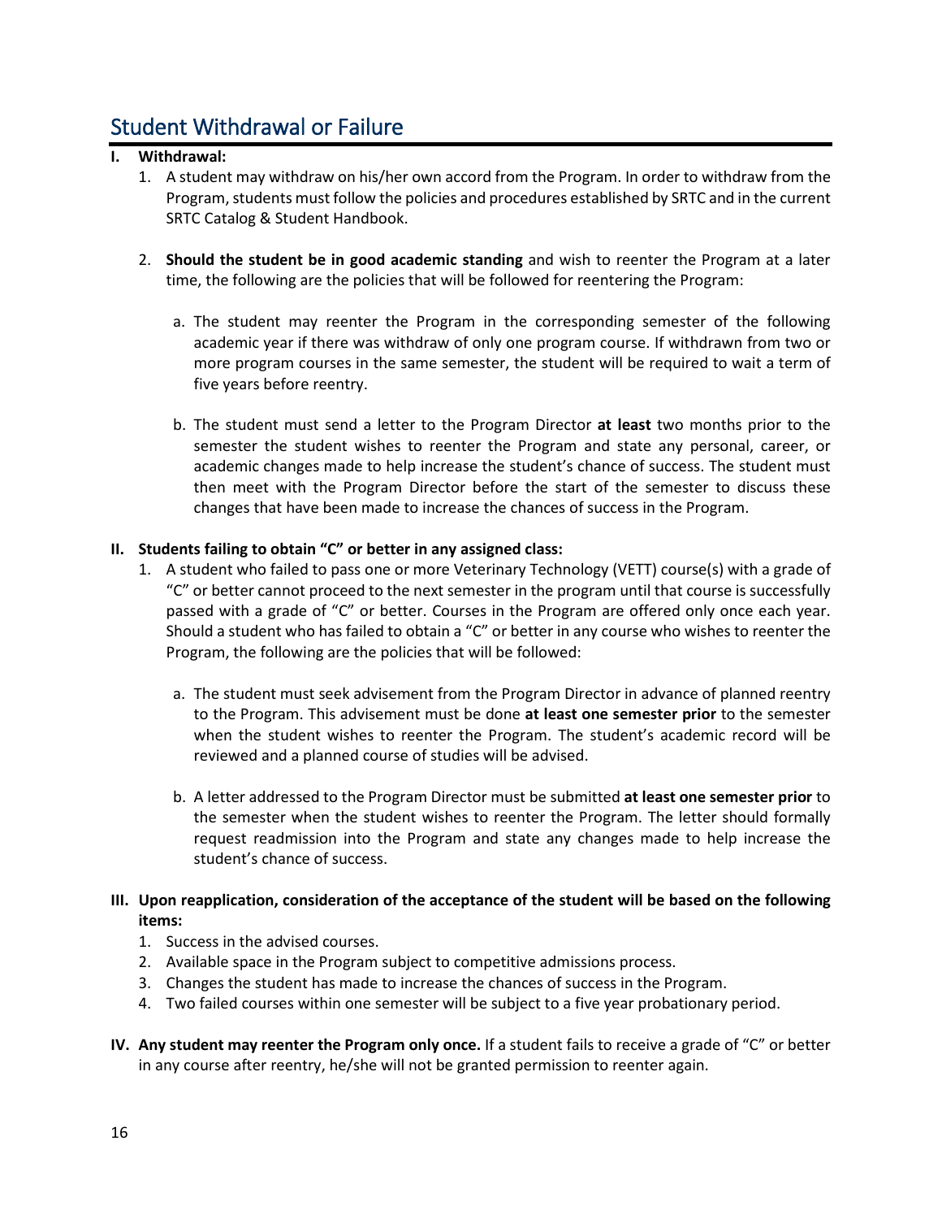## Student Withdrawal or Failure

**I. Withdrawal:**

1. A student may withdraw on his/her own accord from the Program. In order to withdraw from the Program, students must follow the policies and procedures established by SRTC and in the current SRTC Catalog & Student Handbook.

2. **Should the student be in good academic standing** and wish to reenter the Program at a later time, the following are the policies that will be followed for reentering the Program:

   a. The student may reenter the Program in the corresponding semester of the following academic year if there was withdraw of only one program course. If withdrawn from two or more program courses in the same semester, the student will be required to wait a term of five years before reentry.

   b. The student must send a letter to the Program Director **at least** two months prior to the semester the student wishes to reenter the Program and state any personal, career, or academic changes made to help increase the student's chance of success. The student must then meet with the Program Director before the start of the semester to discuss these changes that have been made to increase the chances of success in the Program.

**II. Students failing to obtain "C" or better in any assigned class:**

1. A student who failed to pass one or more Veterinary Technology (VETT) course(s) with a grade of "C" or better cannot proceed to the next semester in the program until that course is successfully passed with a grade of "C" or better. Courses in the Program are offered only once each year. Should a student who has failed to obtain a "C" or better in any course who wishes to reenter the Program, the following are the policies that will be followed:

   a. The student must seek advisement from the Program Director in advance of planned reentry to the Program. This advisement must be done **at least one semester prior** to the semester when the student wishes to reenter the Program. The student's academic record will be reviewed and a planned course of studies will be advised.

   b. A letter addressed to the Program Director must be submitted **at least one semester prior** to the semester when the student wishes to reenter the Program. The letter should formally request readmission into the Program and state any changes made to help increase the student's chance of success.

**III. Upon reapplication, consideration of the acceptance of the student will be based on the following items:**

1. Success in the advised courses.
2. Available space in the Program subject to competitive admissions process.
3. Changes the student has made to increase the chances of success in the Program.
4. Two failed courses within one semester will be subject to a five year probationary period.

**IV. Any student may reenter the Program only once.** If a student fails to receive a grade of "C" or better in any course after reentry, he/she will not be granted permission to reenter again.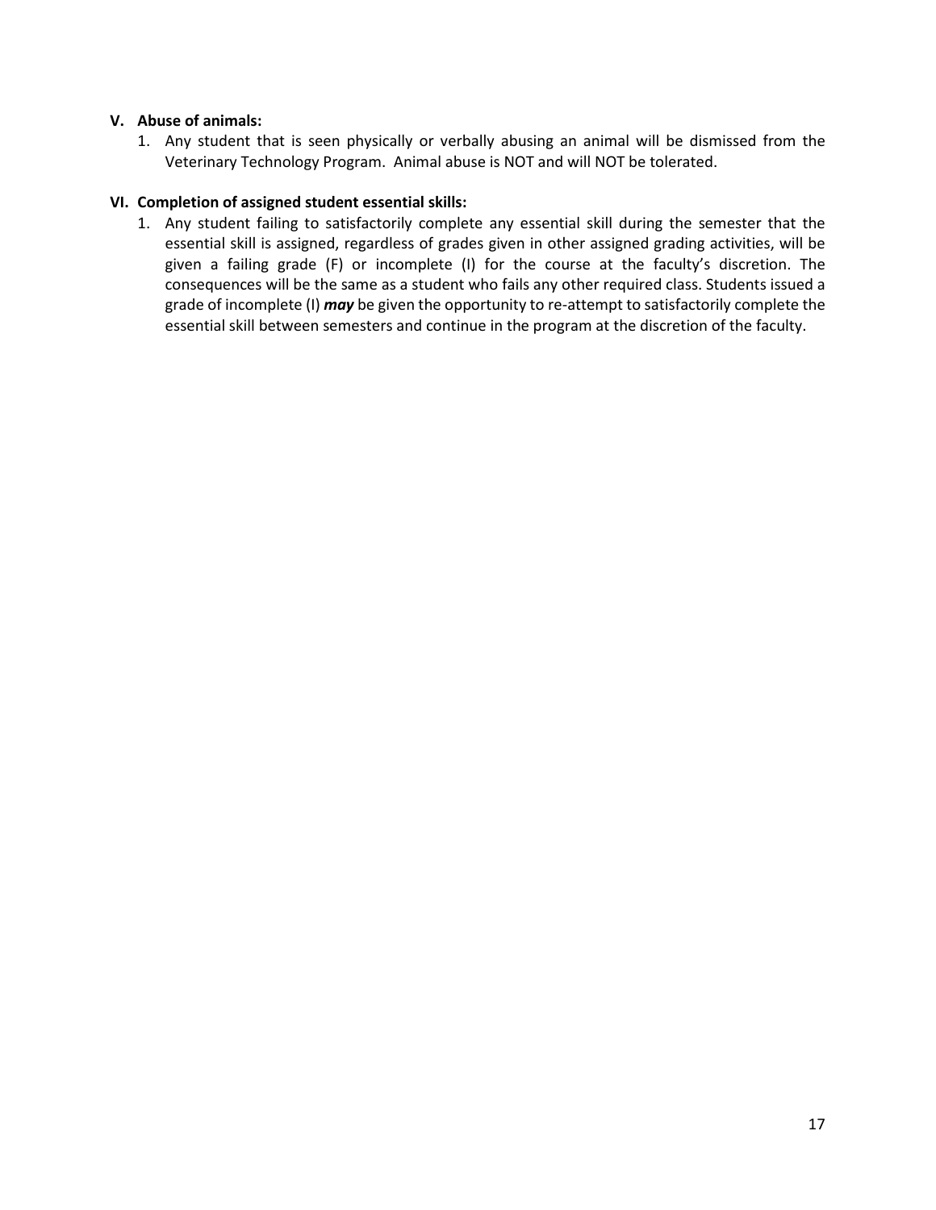**V. Abuse of animals:**

1. Any student that is seen physically or verbally abusing an animal will be dismissed from the Veterinary Technology Program. Animal abuse is NOT and will NOT be tolerated.

**VI. Completion of assigned student essential skills:**

1. Any student failing to satisfactorily complete any essential skill during the semester that the essential skill is assigned, regardless of grades given in other assigned grading activities, will be given a failing grade (F) or incomplete (I) for the course at the faculty's discretion. The consequences will be the same as a student who fails any other required class. Students issued a grade of incomplete (I) ***may*** be given the opportunity to re-attempt to satisfactorily complete the essential skill between semesters and continue in the program at the discretion of the faculty.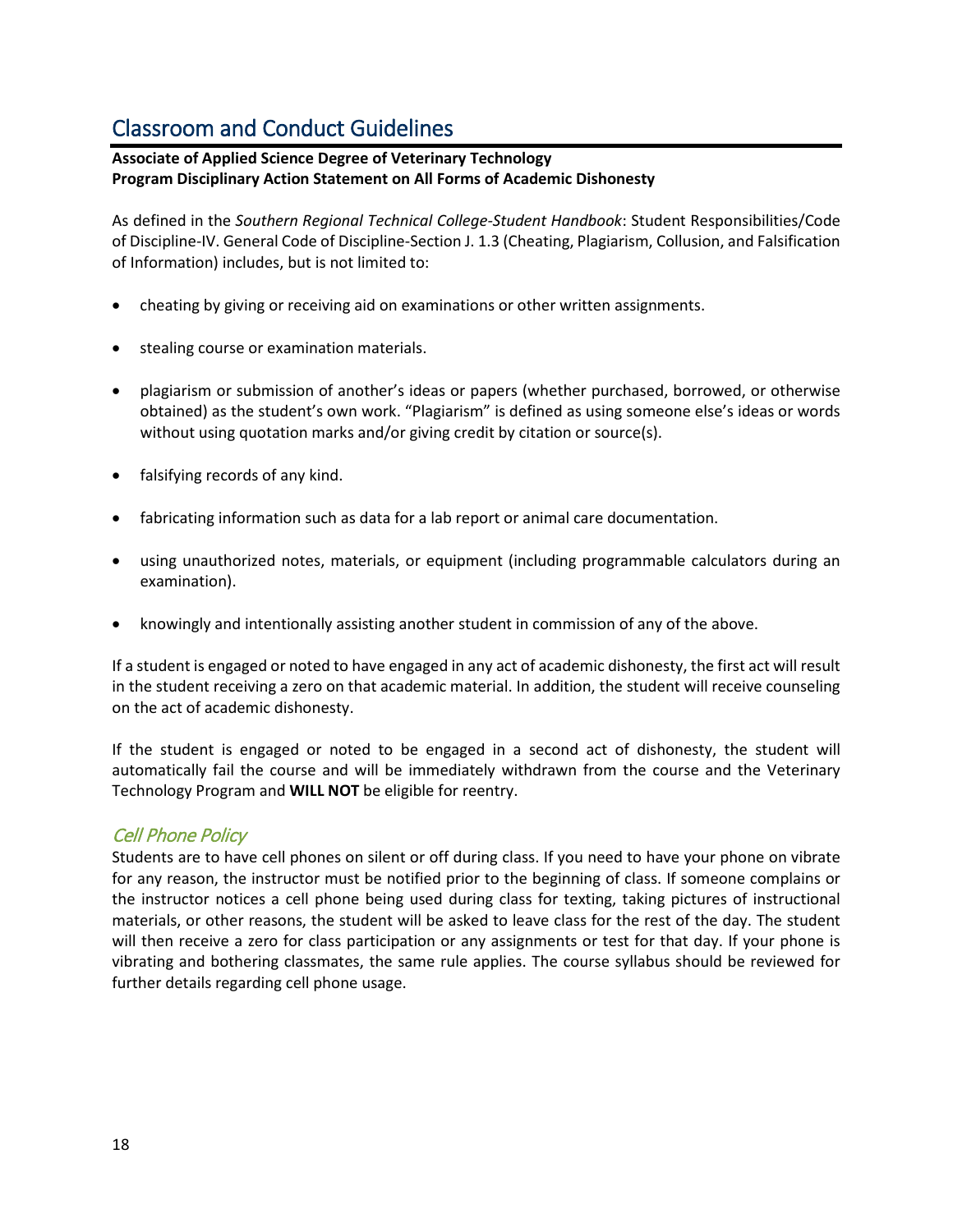# Classroom and Conduct Guidelines

**Associate of Applied Science Degree of Veterinary Technology**
**Program Disciplinary Action Statement on All Forms of Academic Dishonesty**

As defined in the *Southern Regional Technical College-Student Handbook*: Student Responsibilities/Code of Discipline-IV. General Code of Discipline-Section J. 1.3 (Cheating, Plagiarism, Collusion, and Falsification of Information) includes, but is not limited to:

- cheating by giving or receiving aid on examinations or other written assignments.
- stealing course or examination materials.
- plagiarism or submission of another's ideas or papers (whether purchased, borrowed, or otherwise obtained) as the student's own work. "Plagiarism" is defined as using someone else's ideas or words without using quotation marks and/or giving credit by citation or source(s).
- falsifying records of any kind.
- fabricating information such as data for a lab report or animal care documentation.
- using unauthorized notes, materials, or equipment (including programmable calculators during an examination).
- knowingly and intentionally assisting another student in commission of any of the above.

If a student is engaged or noted to have engaged in any act of academic dishonesty, the first act will result in the student receiving a zero on that academic material. In addition, the student will receive counseling on the act of academic dishonesty.

If the student is engaged or noted to be engaged in a second act of dishonesty, the student will automatically fail the course and will be immediately withdrawn from the course and the Veterinary Technology Program and **WILL NOT** be eligible for reentry.

## *Cell Phone Policy*

Students are to have cell phones on silent or off during class. If you need to have your phone on vibrate for any reason, the instructor must be notified prior to the beginning of class. If someone complains or the instructor notices a cell phone being used during class for texting, taking pictures of instructional materials, or other reasons, the student will be asked to leave class for the rest of the day. The student will then receive a zero for class participation or any assignments or test for that day. If your phone is vibrating and bothering classmates, the same rule applies. The course syllabus should be reviewed for further details regarding cell phone usage.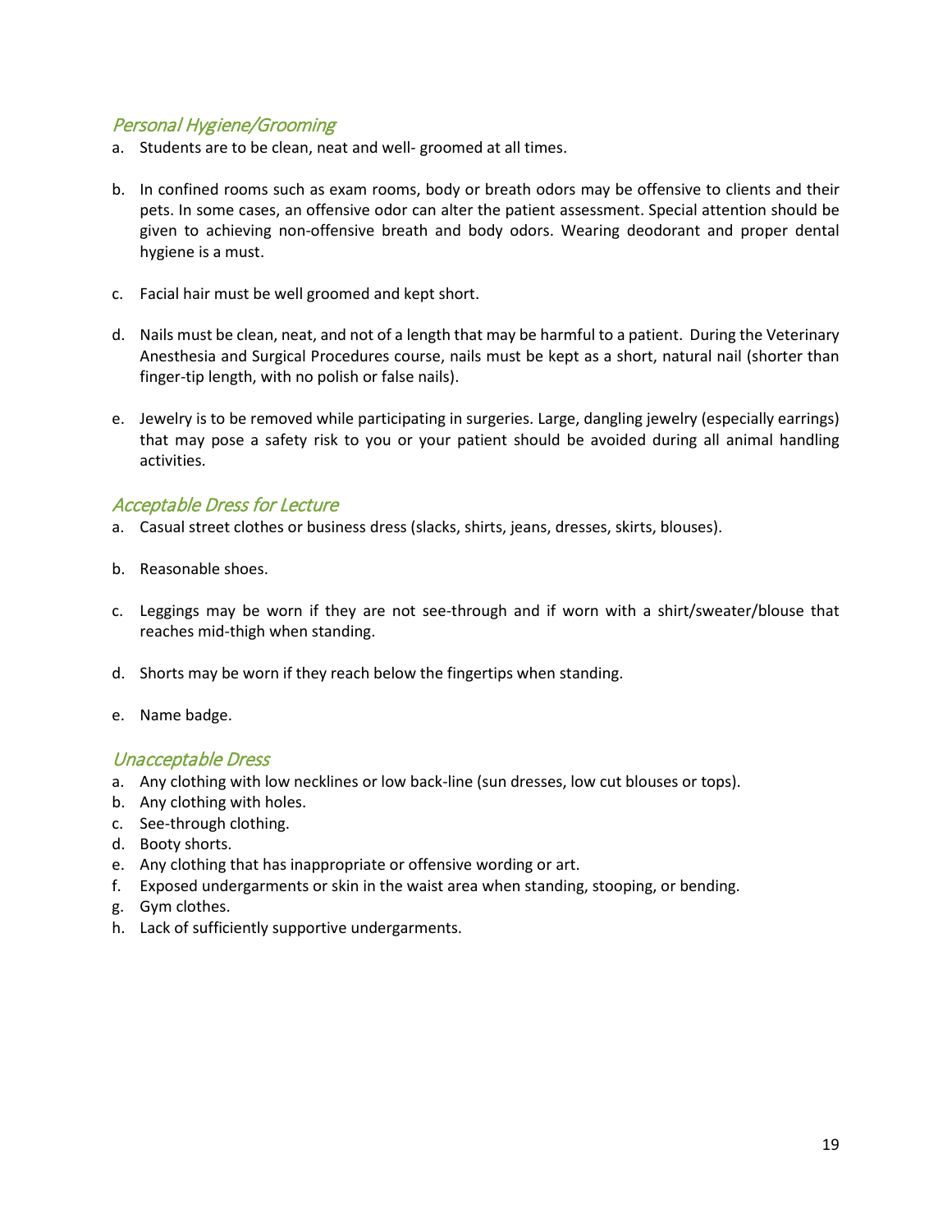### *Personal Hygiene/Grooming*

a. Students are to be clean, neat and well- groomed at all times.

b. In confined rooms such as exam rooms, body or breath odors may be offensive to clients and their pets. In some cases, an offensive odor can alter the patient assessment. Special attention should be given to achieving non-offensive breath and body odors. Wearing deodorant and proper dental hygiene is a must.

c. Facial hair must be well groomed and kept short.

d. Nails must be clean, neat, and not of a length that may be harmful to a patient. During the Veterinary Anesthesia and Surgical Procedures course, nails must be kept as a short, natural nail (shorter than finger-tip length, with no polish or false nails).

e. Jewelry is to be removed while participating in surgeries. Large, dangling jewelry (especially earrings) that may pose a safety risk to you or your patient should be avoided during all animal handling activities.

### *Acceptable Dress for Lecture*

a. Casual street clothes or business dress (slacks, shirts, jeans, dresses, skirts, blouses).

b. Reasonable shoes.

c. Leggings may be worn if they are not see-through and if worn with a shirt/sweater/blouse that reaches mid-thigh when standing.

d. Shorts may be worn if they reach below the fingertips when standing.

e. Name badge.

### *Unacceptable Dress*

a. Any clothing with low necklines or low back-line (sun dresses, low cut blouses or tops).
b. Any clothing with holes.
c. See-through clothing.
d. Booty shorts.
e. Any clothing that has inappropriate or offensive wording or art.
f. Exposed undergarments or skin in the waist area when standing, stooping, or bending.
g. Gym clothes.
h. Lack of sufficiently supportive undergarments.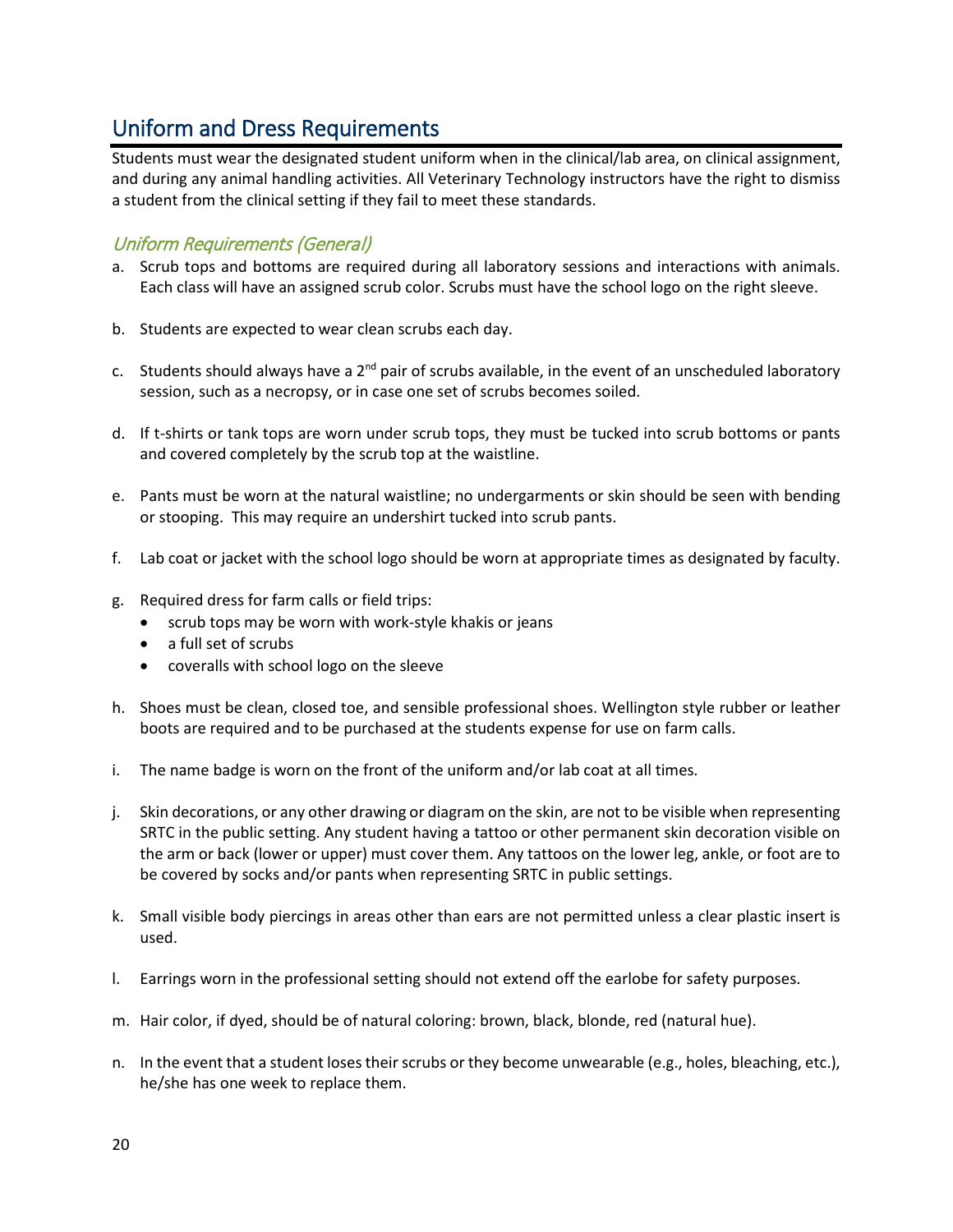## Uniform and Dress Requirements

Students must wear the designated student uniform when in the clinical/lab area, on clinical assignment, and during any animal handling activities. All Veterinary Technology instructors have the right to dismiss a student from the clinical setting if they fail to meet these standards.

### *Uniform Requirements (General)*

a. Scrub tops and bottoms are required during all laboratory sessions and interactions with animals. Each class will have an assigned scrub color. Scrubs must have the school logo on the right sleeve.

b. Students are expected to wear clean scrubs each day.

c. Students should always have a 2nd pair of scrubs available, in the event of an unscheduled laboratory session, such as a necropsy, or in case one set of scrubs becomes soiled.

d. If t-shirts or tank tops are worn under scrub tops, they must be tucked into scrub bottoms or pants and covered completely by the scrub top at the waistline.

e. Pants must be worn at the natural waistline; no undergarments or skin should be seen with bending or stooping. This may require an undershirt tucked into scrub pants.

f. Lab coat or jacket with the school logo should be worn at appropriate times as designated by faculty.

g. Required dress for farm calls or field trips:
   - scrub tops may be worn with work-style khakis or jeans
   - a full set of scrubs
   - coveralls with school logo on the sleeve

h. Shoes must be clean, closed toe, and sensible professional shoes. Wellington style rubber or leather boots are required and to be purchased at the students expense for use on farm calls.

i. The name badge is worn on the front of the uniform and/or lab coat at all times.

j. Skin decorations, or any other drawing or diagram on the skin, are not to be visible when representing SRTC in the public setting. Any student having a tattoo or other permanent skin decoration visible on the arm or back (lower or upper) must cover them. Any tattoos on the lower leg, ankle, or foot are to be covered by socks and/or pants when representing SRTC in public settings.

k. Small visible body piercings in areas other than ears are not permitted unless a clear plastic insert is used.

l. Earrings worn in the professional setting should not extend off the earlobe for safety purposes.

m. Hair color, if dyed, should be of natural coloring: brown, black, blonde, red (natural hue).

n. In the event that a student loses their scrubs or they become unwearable (e.g., holes, bleaching, etc.), he/she has one week to replace them.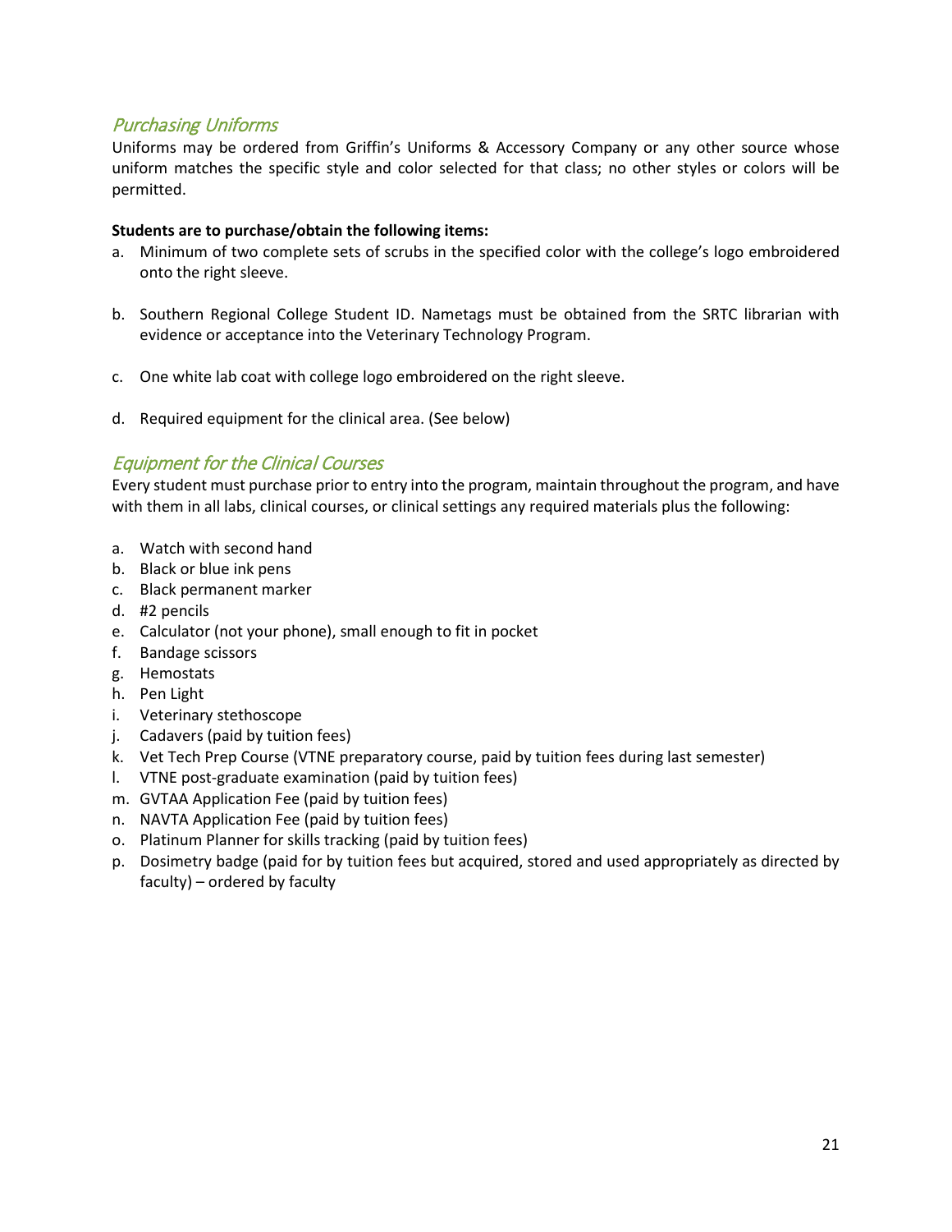## *Purchasing Uniforms*

Uniforms may be ordered from Griffin's Uniforms & Accessory Company or any other source whose uniform matches the specific style and color selected for that class; no other styles or colors will be permitted.

**Students are to purchase/obtain the following items:**

a. Minimum of two complete sets of scrubs in the specified color with the college's logo embroidered onto the right sleeve.

b. Southern Regional College Student ID. Nametags must be obtained from the SRTC librarian with evidence or acceptance into the Veterinary Technology Program.

c. One white lab coat with college logo embroidered on the right sleeve.

d. Required equipment for the clinical area. (See below)

## *Equipment for the Clinical Courses*

Every student must purchase prior to entry into the program, maintain throughout the program, and have with them in all labs, clinical courses, or clinical settings any required materials plus the following:

a. Watch with second hand
b. Black or blue ink pens
c. Black permanent marker
d. #2 pencils
e. Calculator (not your phone), small enough to fit in pocket
f. Bandage scissors
g. Hemostats
h. Pen Light
i. Veterinary stethoscope
j. Cadavers (paid by tuition fees)
k. Vet Tech Prep Course (VTNE preparatory course, paid by tuition fees during last semester)
l. VTNE post-graduate examination (paid by tuition fees)
m. GVTAA Application Fee (paid by tuition fees)
n. NAVTA Application Fee (paid by tuition fees)
o. Platinum Planner for skills tracking (paid by tuition fees)
p. Dosimetry badge (paid for by tuition fees but acquired, stored and used appropriately as directed by faculty) – ordered by faculty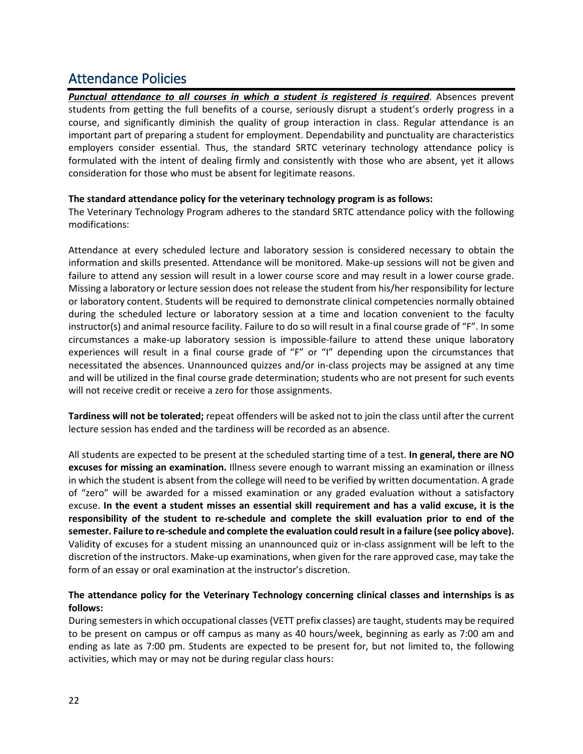## Attendance Policies

***Punctual attendance to all courses in which a student is registered is required***. Absences prevent students from getting the full benefits of a course, seriously disrupt a student's orderly progress in a course, and significantly diminish the quality of group interaction in class. Regular attendance is an important part of preparing a student for employment. Dependability and punctuality are characteristics employers consider essential. Thus, the standard SRTC veterinary technology attendance policy is formulated with the intent of dealing firmly and consistently with those who are absent, yet it allows consideration for those who must be absent for legitimate reasons.

**The standard attendance policy for the veterinary technology program is as follows:**
The Veterinary Technology Program adheres to the standard SRTC attendance policy with the following modifications:

Attendance at every scheduled lecture and laboratory session is considered necessary to obtain the information and skills presented. Attendance will be monitored. Make-up sessions will not be given and failure to attend any session will result in a lower course score and may result in a lower course grade. Missing a laboratory or lecture session does not release the student from his/her responsibility for lecture or laboratory content. Students will be required to demonstrate clinical competencies normally obtained during the scheduled lecture or laboratory session at a time and location convenient to the faculty instructor(s) and animal resource facility. Failure to do so will result in a final course grade of "F". In some circumstances a make-up laboratory session is impossible-failure to attend these unique laboratory experiences will result in a final course grade of "F" or "I" depending upon the circumstances that necessitated the absences. Unannounced quizzes and/or in-class projects may be assigned at any time and will be utilized in the final course grade determination; students who are not present for such events will not receive credit or receive a zero for those assignments.

**Tardiness will not be tolerated;** repeat offenders will be asked not to join the class until after the current lecture session has ended and the tardiness will be recorded as an absence.

All students are expected to be present at the scheduled starting time of a test. **In general, there are NO excuses for missing an examination.** Illness severe enough to warrant missing an examination or illness in which the student is absent from the college will need to be verified by written documentation. A grade of "zero" will be awarded for a missed examination or any graded evaluation without a satisfactory excuse. **In the event a student misses an essential skill requirement and has a valid excuse, it is the responsibility of the student to re-schedule and complete the skill evaluation prior to end of the semester. Failure to re-schedule and complete the evaluation could result in a failure (see policy above).** Validity of excuses for a student missing an unannounced quiz or in-class assignment will be left to the discretion of the instructors. Make-up examinations, when given for the rare approved case, may take the form of an essay or oral examination at the instructor's discretion.

**The attendance policy for the Veterinary Technology concerning clinical classes and internships is as follows:**
During semesters in which occupational classes (VETT prefix classes) are taught, students may be required to be present on campus or off campus as many as 40 hours/week, beginning as early as 7:00 am and ending as late as 7:00 pm. Students are expected to be present for, but not limited to, the following activities, which may or may not be during regular class hours: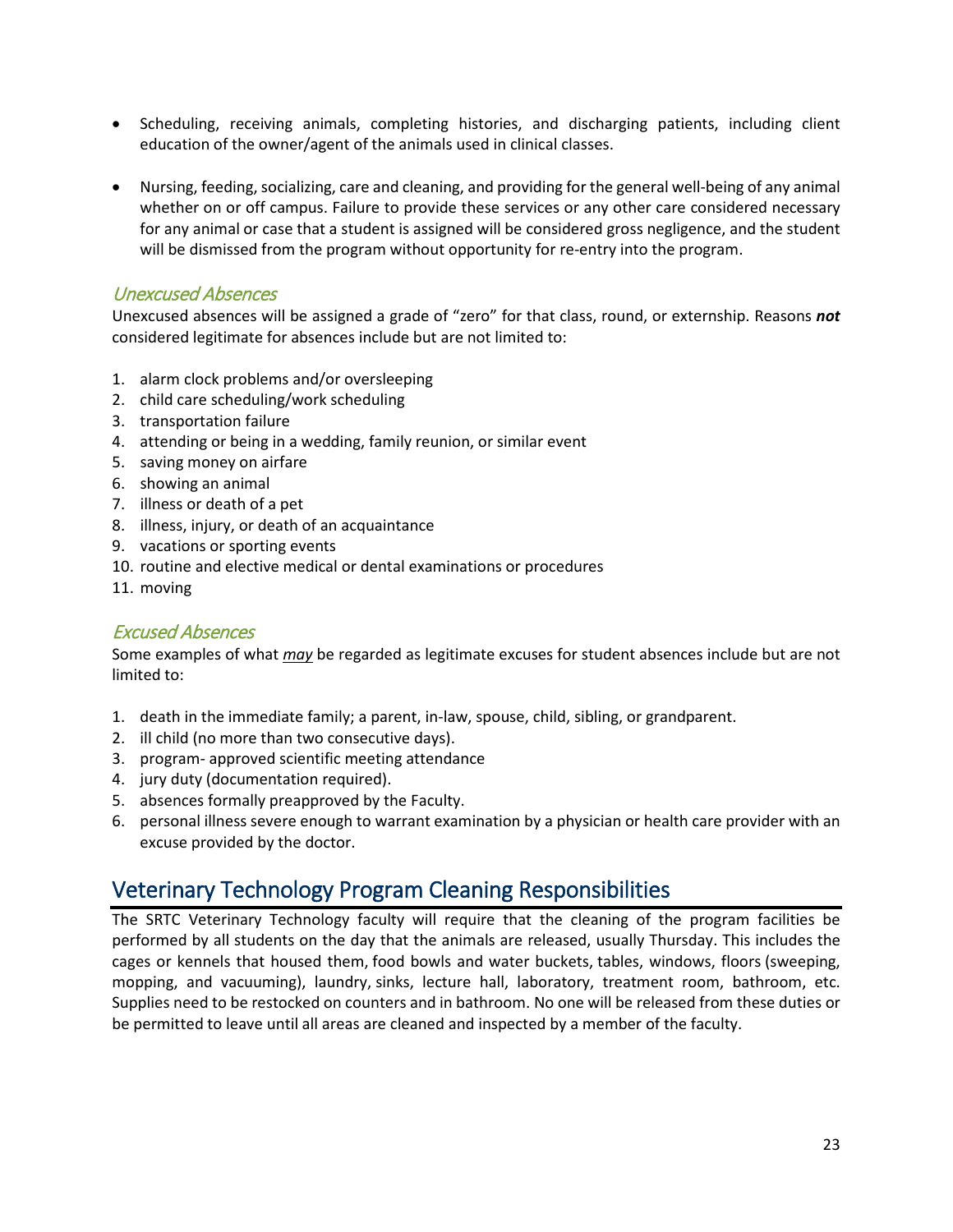- Scheduling, receiving animals, completing histories, and discharging patients, including client education of the owner/agent of the animals used in clinical classes.

- Nursing, feeding, socializing, care and cleaning, and providing for the general well-being of any animal whether on or off campus. Failure to provide these services or any other care considered necessary for any animal or case that a student is assigned will be considered gross negligence, and the student will be dismissed from the program without opportunity for re-entry into the program.

### *Unexcused Absences*

Unexcused absences will be assigned a grade of "zero" for that class, round, or externship. Reasons ***not*** considered legitimate for absences include but are not limited to:

1. alarm clock problems and/or oversleeping
2. child care scheduling/work scheduling
3. transportation failure
4. attending or being in a wedding, family reunion, or similar event
5. saving money on airfare
6. showing an animal
7. illness or death of a pet
8. illness, injury, or death of an acquaintance
9. vacations or sporting events
10. routine and elective medical or dental examinations or procedures
11. moving

### *Excused Absences*

Some examples of what <u>*may*</u> be regarded as legitimate excuses for student absences include but are not limited to:

1. death in the immediate family; a parent, in-law, spouse, child, sibling, or grandparent.
2. ill child (no more than two consecutive days).
3. program- approved scientific meeting attendance
4. jury duty (documentation required).
5. absences formally preapproved by the Faculty.
6. personal illness severe enough to warrant examination by a physician or health care provider with an excuse provided by the doctor.

## Veterinary Technology Program Cleaning Responsibilities

The SRTC Veterinary Technology faculty will require that the cleaning of the program facilities be performed by all students on the day that the animals are released, usually Thursday. This includes the cages or kennels that housed them, food bowls and water buckets, tables, windows, floors (sweeping, mopping, and vacuuming), laundry, sinks, lecture hall, laboratory, treatment room, bathroom, etc. Supplies need to be restocked on counters and in bathroom. No one will be released from these duties or be permitted to leave until all areas are cleaned and inspected by a member of the faculty.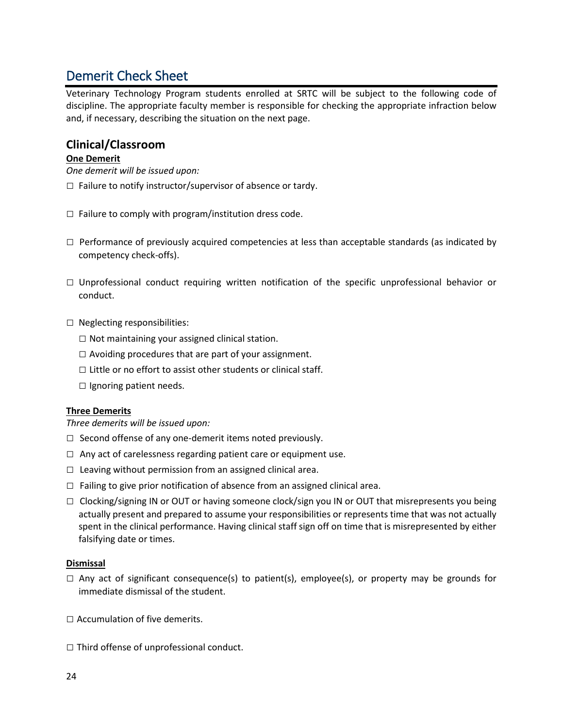## Demerit Check Sheet

Veterinary Technology Program students enrolled at SRTC will be subject to the following code of discipline. The appropriate faculty member is responsible for checking the appropriate infraction below and, if necessary, describing the situation on the next page.

### Clinical/Classroom

**One Demerit**

*One demerit will be issued upon:*

- ☐ Failure to notify instructor/supervisor of absence or tardy.
- ☐ Failure to comply with program/institution dress code.
- ☐ Performance of previously acquired competencies at less than acceptable standards (as indicated by competency check-offs).
- ☐ Unprofessional conduct requiring written notification of the specific unprofessional behavior or conduct.
- ☐ Neglecting responsibilities:
  - ☐ Not maintaining your assigned clinical station.
  - ☐ Avoiding procedures that are part of your assignment.
  - ☐ Little or no effort to assist other students or clinical staff.
  - ☐ Ignoring patient needs.

**Three Demerits**

*Three demerits will be issued upon:*

- ☐ Second offense of any one-demerit items noted previously.
- ☐ Any act of carelessness regarding patient care or equipment use.
- ☐ Leaving without permission from an assigned clinical area.
- ☐ Failing to give prior notification of absence from an assigned clinical area.
- ☐ Clocking/signing IN or OUT or having someone clock/sign you IN or OUT that misrepresents you being actually present and prepared to assume your responsibilities or represents time that was not actually spent in the clinical performance. Having clinical staff sign off on time that is misrepresented by either falsifying date or times.

**Dismissal**

- ☐ Any act of significant consequence(s) to patient(s), employee(s), or property may be grounds for immediate dismissal of the student.
- ☐ Accumulation of five demerits.
- ☐ Third offense of unprofessional conduct.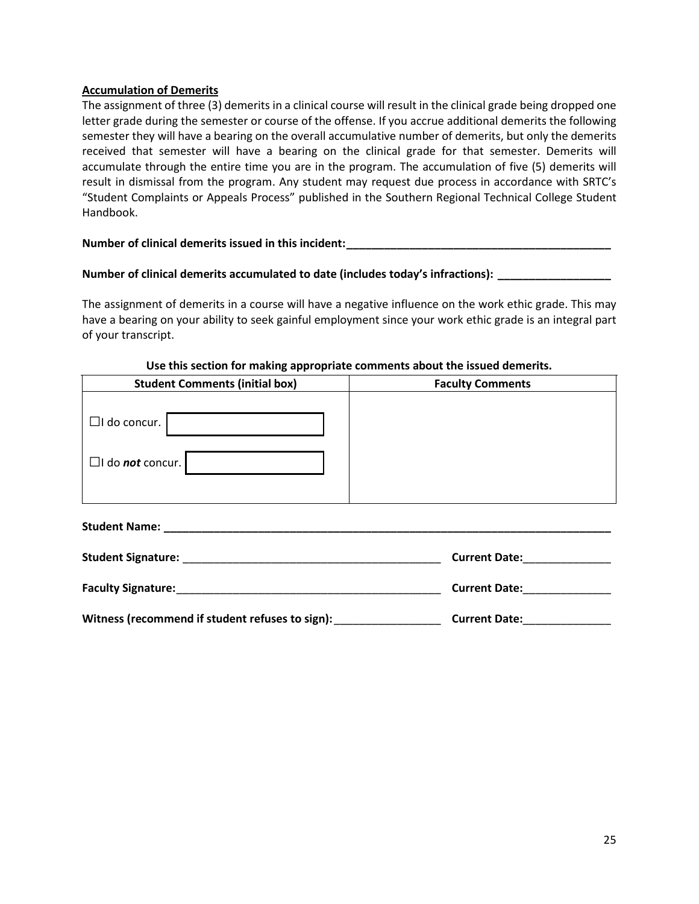**Accumulation of Demerits**

The assignment of three (3) demerits in a clinical course will result in the clinical grade being dropped one letter grade during the semester or course of the offense. If you accrue additional demerits the following semester they will have a bearing on the overall accumulative number of demerits, but only the demerits received that semester will have a bearing on the clinical grade for that semester. Demerits will accumulate through the entire time you are in the program. The accumulation of five (5) demerits will result in dismissal from the program. Any student may request due process in accordance with SRTC's "Student Complaints or Appeals Process" published in the Southern Regional Technical College Student Handbook.

**Number of clinical demerits issued in this incident:____________________________________________**

**Number of clinical demerits accumulated to date (includes today's infractions): __________________**

The assignment of demerits in a course will have a negative influence on the work ethic grade. This may have a bearing on your ability to seek gainful employment since your work ethic grade is an integral part of your transcript.

**Use this section for making appropriate comments about the issued demerits.**

| **Student Comments (initial box)** | **Faculty Comments** |
|---|---|
| ☐I do concur. [ ]<br>☐I do ***not*** concur. [ ] | |

**Student Name: ___________________________________________________________________________**

**Student Signature:** ___________________________________________ **Current Date:**______________

**Faculty Signature:**____________________________________________ **Current Date:**______________

**Witness (recommend if student refuses to sign):**_________________ **Current Date:**______________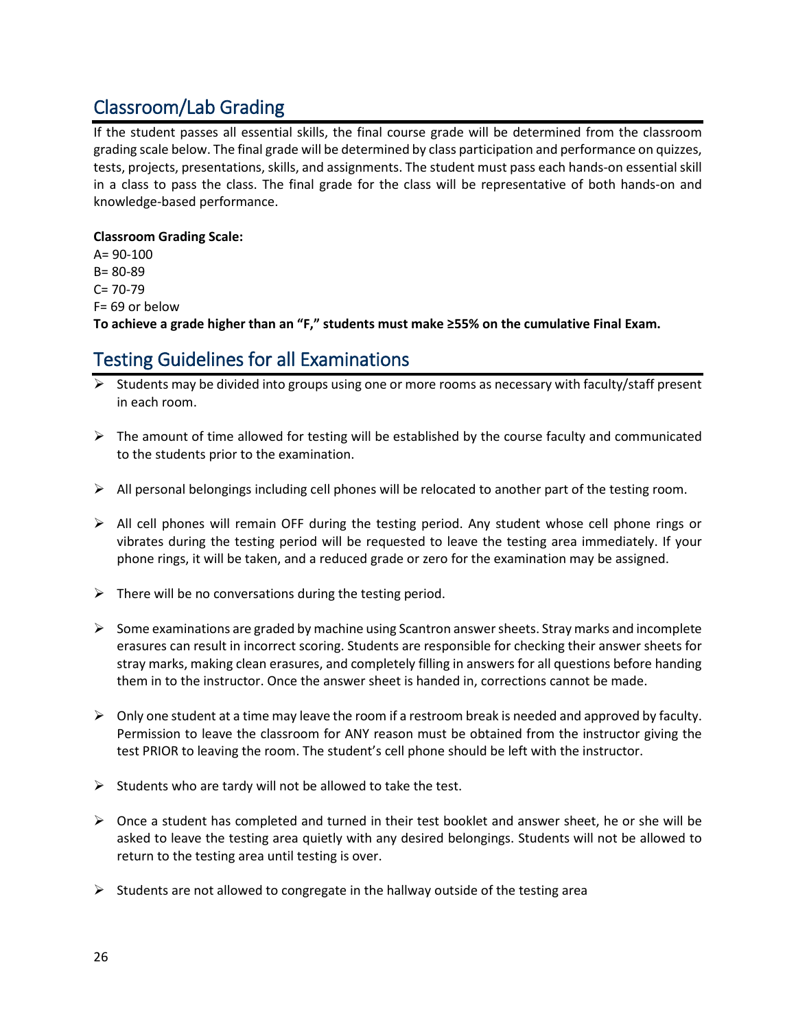## Classroom/Lab Grading

If the student passes all essential skills, the final course grade will be determined from the classroom grading scale below. The final grade will be determined by class participation and performance on quizzes, tests, projects, presentations, skills, and assignments. The student must pass each hands-on essential skill in a class to pass the class. The final grade for the class will be representative of both hands-on and knowledge-based performance.

**Classroom Grading Scale:**

A= 90-100
B= 80-89
C= 70-79
F= 69 or below

**To achieve a grade higher than an "F," students must make ≥55% on the cumulative Final Exam.**

## Testing Guidelines for all Examinations

- Students may be divided into groups using one or more rooms as necessary with faculty/staff present in each room.
- The amount of time allowed for testing will be established by the course faculty and communicated to the students prior to the examination.
- All personal belongings including cell phones will be relocated to another part of the testing room.
- All cell phones will remain OFF during the testing period. Any student whose cell phone rings or vibrates during the testing period will be requested to leave the testing area immediately. If your phone rings, it will be taken, and a reduced grade or zero for the examination may be assigned.
- There will be no conversations during the testing period.
- Some examinations are graded by machine using Scantron answer sheets. Stray marks and incomplete erasures can result in incorrect scoring. Students are responsible for checking their answer sheets for stray marks, making clean erasures, and completely filling in answers for all questions before handing them in to the instructor. Once the answer sheet is handed in, corrections cannot be made.
- Only one student at a time may leave the room if a restroom break is needed and approved by faculty. Permission to leave the classroom for ANY reason must be obtained from the instructor giving the test PRIOR to leaving the room. The student's cell phone should be left with the instructor.
- Students who are tardy will not be allowed to take the test.
- Once a student has completed and turned in their test booklet and answer sheet, he or she will be asked to leave the testing area quietly with any desired belongings. Students will not be allowed to return to the testing area until testing is over.
- Students are not allowed to congregate in the hallway outside of the testing area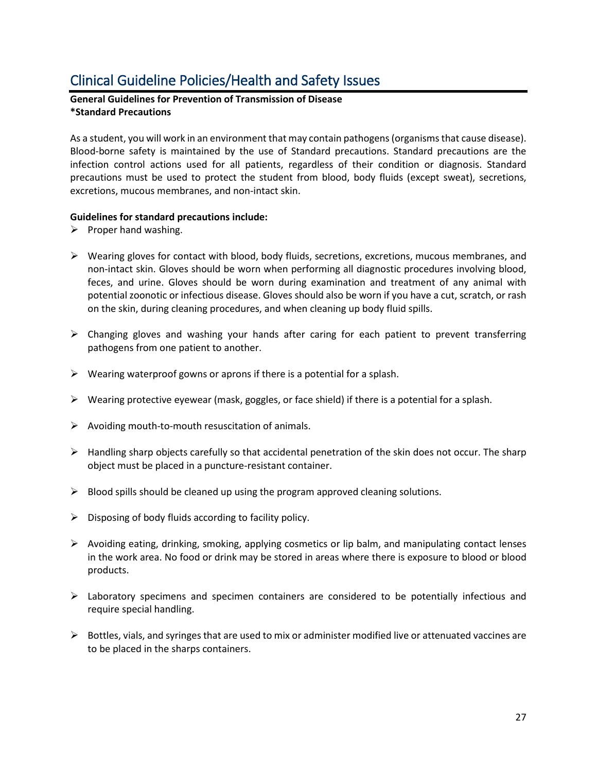# Clinical Guideline Policies/Health and Safety Issues

**General Guidelines for Prevention of Transmission of Disease**
**\*Standard Precautions**

As a student, you will work in an environment that may contain pathogens (organisms that cause disease). Blood-borne safety is maintained by the use of Standard precautions. Standard precautions are the infection control actions used for all patients, regardless of their condition or diagnosis. Standard precautions must be used to protect the student from blood, body fluids (except sweat), secretions, excretions, mucous membranes, and non-intact skin.

**Guidelines for standard precautions include:**

- Proper hand washing.
- Wearing gloves for contact with blood, body fluids, secretions, excretions, mucous membranes, and non-intact skin. Gloves should be worn when performing all diagnostic procedures involving blood, feces, and urine. Gloves should be worn during examination and treatment of any animal with potential zoonotic or infectious disease. Gloves should also be worn if you have a cut, scratch, or rash on the skin, during cleaning procedures, and when cleaning up body fluid spills.
- Changing gloves and washing your hands after caring for each patient to prevent transferring pathogens from one patient to another.
- Wearing waterproof gowns or aprons if there is a potential for a splash.
- Wearing protective eyewear (mask, goggles, or face shield) if there is a potential for a splash.
- Avoiding mouth-to-mouth resuscitation of animals.
- Handling sharp objects carefully so that accidental penetration of the skin does not occur. The sharp object must be placed in a puncture-resistant container.
- Blood spills should be cleaned up using the program approved cleaning solutions.
- Disposing of body fluids according to facility policy.
- Avoiding eating, drinking, smoking, applying cosmetics or lip balm, and manipulating contact lenses in the work area. No food or drink may be stored in areas where there is exposure to blood or blood products.
- Laboratory specimens and specimen containers are considered to be potentially infectious and require special handling.
- Bottles, vials, and syringes that are used to mix or administer modified live or attenuated vaccines are to be placed in the sharps containers.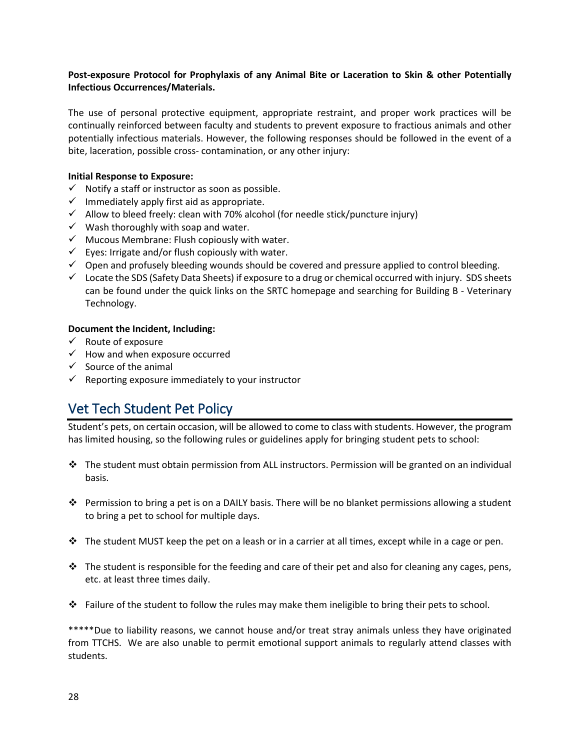**Post-exposure Protocol for Prophylaxis of any Animal Bite or Laceration to Skin & other Potentially Infectious Occurrences/Materials.**

The use of personal protective equipment, appropriate restraint, and proper work practices will be continually reinforced between faculty and students to prevent exposure to fractious animals and other potentially infectious materials. However, the following responses should be followed in the event of a bite, laceration, possible cross- contamination, or any other injury:

**Initial Response to Exposure:**

- ✓ Notify a staff or instructor as soon as possible.
- ✓ Immediately apply first aid as appropriate.
- ✓ Allow to bleed freely: clean with 70% alcohol (for needle stick/puncture injury)
- ✓ Wash thoroughly with soap and water.
- ✓ Mucous Membrane: Flush copiously with water.
- ✓ Eyes: Irrigate and/or flush copiously with water.
- ✓ Open and profusely bleeding wounds should be covered and pressure applied to control bleeding.
- ✓ Locate the SDS (Safety Data Sheets) if exposure to a drug or chemical occurred with injury. SDS sheets can be found under the quick links on the SRTC homepage and searching for Building B - Veterinary Technology.

**Document the Incident, Including:**

- ✓ Route of exposure
- ✓ How and when exposure occurred
- ✓ Source of the animal
- ✓ Reporting exposure immediately to your instructor

## Vet Tech Student Pet Policy

Student's pets, on certain occasion, will be allowed to come to class with students. However, the program has limited housing, so the following rules or guidelines apply for bringing student pets to school:

- ❖ The student must obtain permission from ALL instructors. Permission will be granted on an individual basis.
- ❖ Permission to bring a pet is on a DAILY basis. There will be no blanket permissions allowing a student to bring a pet to school for multiple days.
- ❖ The student MUST keep the pet on a leash or in a carrier at all times, except while in a cage or pen.
- ❖ The student is responsible for the feeding and care of their pet and also for cleaning any cages, pens, etc. at least three times daily.
- ❖ Failure of the student to follow the rules may make them ineligible to bring their pets to school.

*****Due to liability reasons, we cannot house and/or treat stray animals unless they have originated from TTCHS. We are also unable to permit emotional support animals to regularly attend classes with students.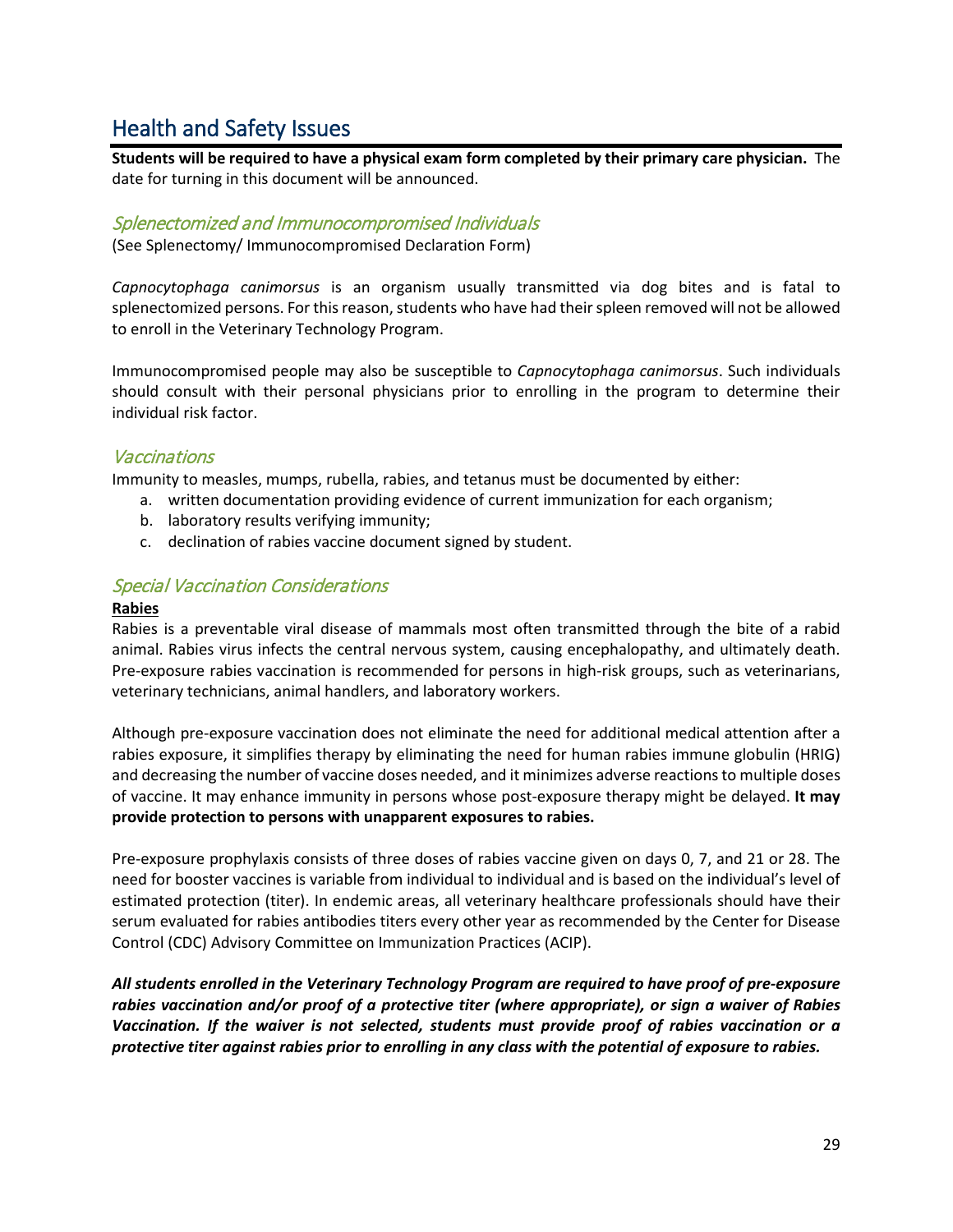# Health and Safety Issues

**Students will be required to have a physical exam form completed by their primary care physician.** The date for turning in this document will be announced.

## *Splenectomized and Immunocompromised Individuals*

(See Splenectomy/ Immunocompromised Declaration Form)

*Capnocytophaga canimorsus* is an organism usually transmitted via dog bites and is fatal to splenectomized persons. For this reason, students who have had their spleen removed will not be allowed to enroll in the Veterinary Technology Program.

Immunocompromised people may also be susceptible to *Capnocytophaga canimorsus*. Such individuals should consult with their personal physicians prior to enrolling in the program to determine their individual risk factor.

## *Vaccinations*

Immunity to measles, mumps, rubella, rabies, and tetanus must be documented by either:

a. written documentation providing evidence of current immunization for each organism;
b. laboratory results verifying immunity;
c. declination of rabies vaccine document signed by student.

## *Special Vaccination Considerations*

**Rabies**

Rabies is a preventable viral disease of mammals most often transmitted through the bite of a rabid animal. Rabies virus infects the central nervous system, causing encephalopathy, and ultimately death. Pre-exposure rabies vaccination is recommended for persons in high-risk groups, such as veterinarians, veterinary technicians, animal handlers, and laboratory workers.

Although pre-exposure vaccination does not eliminate the need for additional medical attention after a rabies exposure, it simplifies therapy by eliminating the need for human rabies immune globulin (HRIG) and decreasing the number of vaccine doses needed, and it minimizes adverse reactions to multiple doses of vaccine. It may enhance immunity in persons whose post-exposure therapy might be delayed. **It may provide protection to persons with unapparent exposures to rabies.**

Pre-exposure prophylaxis consists of three doses of rabies vaccine given on days 0, 7, and 21 or 28. The need for booster vaccines is variable from individual to individual and is based on the individual's level of estimated protection (titer). In endemic areas, all veterinary healthcare professionals should have their serum evaluated for rabies antibodies titers every other year as recommended by the Center for Disease Control (CDC) Advisory Committee on Immunization Practices (ACIP).

***All students enrolled in the Veterinary Technology Program are required to have proof of pre-exposure rabies vaccination and/or proof of a protective titer (where appropriate), or sign a waiver of Rabies Vaccination. If the waiver is not selected, students must provide proof of rabies vaccination or a protective titer against rabies prior to enrolling in any class with the potential of exposure to rabies.***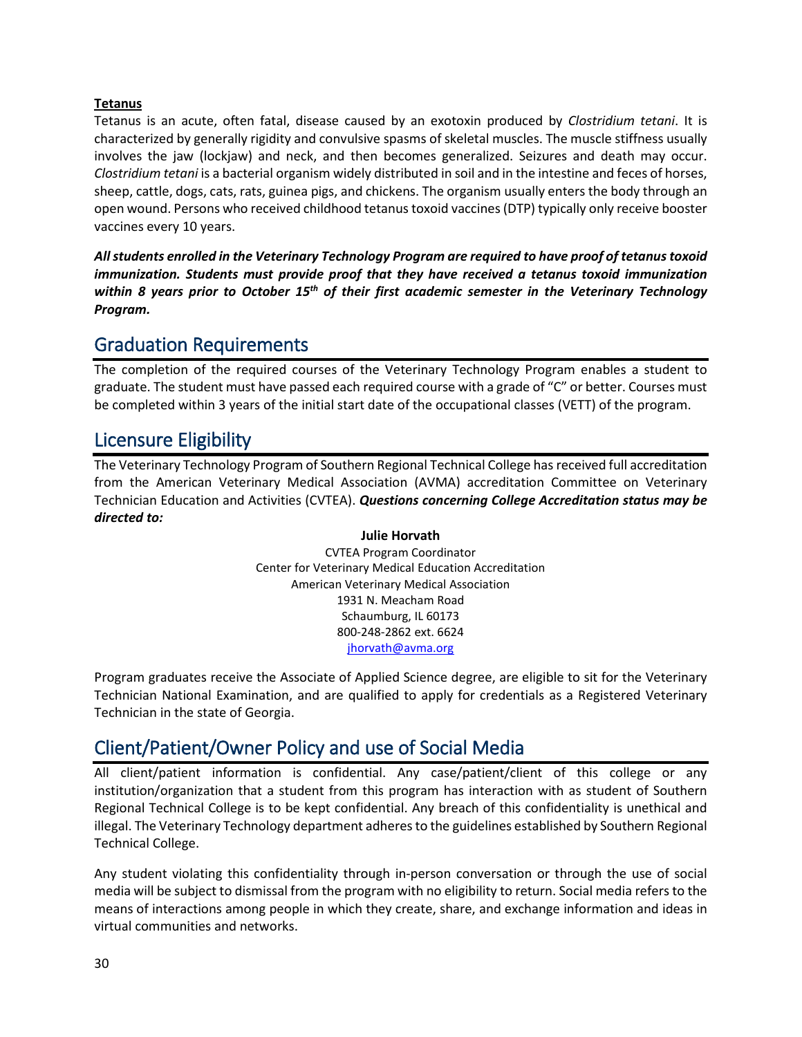**Tetanus**

Tetanus is an acute, often fatal, disease caused by an exotoxin produced by *Clostridium tetani*. It is characterized by generally rigidity and convulsive spasms of skeletal muscles. The muscle stiffness usually involves the jaw (lockjaw) and neck, and then becomes generalized. Seizures and death may occur. *Clostridium tetani* is a bacterial organism widely distributed in soil and in the intestine and feces of horses, sheep, cattle, dogs, cats, rats, guinea pigs, and chickens. The organism usually enters the body through an open wound. Persons who received childhood tetanus toxoid vaccines (DTP) typically only receive booster vaccines every 10 years.

***All students enrolled in the Veterinary Technology Program are required to have proof of tetanus toxoid immunization. Students must provide proof that they have received a tetanus toxoid immunization within 8 years prior to October 15th of their first academic semester in the Veterinary Technology Program.***

## Graduation Requirements

The completion of the required courses of the Veterinary Technology Program enables a student to graduate. The student must have passed each required course with a grade of "C" or better. Courses must be completed within 3 years of the initial start date of the occupational classes (VETT) of the program.

## Licensure Eligibility

The Veterinary Technology Program of Southern Regional Technical College has received full accreditation from the American Veterinary Medical Association (AVMA) accreditation Committee on Veterinary Technician Education and Activities (CVTEA). ***Questions concerning College Accreditation status may be directed to:***

**Julie Horvath**
CVTEA Program Coordinator
Center for Veterinary Medical Education Accreditation
American Veterinary Medical Association
1931 N. Meacham Road
Schaumburg, IL 60173
800-248-2862 ext. 6624
jhorvath@avma.org

Program graduates receive the Associate of Applied Science degree, are eligible to sit for the Veterinary Technician National Examination, and are qualified to apply for credentials as a Registered Veterinary Technician in the state of Georgia.

## Client/Patient/Owner Policy and use of Social Media

All client/patient information is confidential. Any case/patient/client of this college or any institution/organization that a student from this program has interaction with as student of Southern Regional Technical College is to be kept confidential. Any breach of this confidentiality is unethical and illegal. The Veterinary Technology department adheres to the guidelines established by Southern Regional Technical College.

Any student violating this confidentiality through in-person conversation or through the use of social media will be subject to dismissal from the program with no eligibility to return. Social media refers to the means of interactions among people in which they create, share, and exchange information and ideas in virtual communities and networks.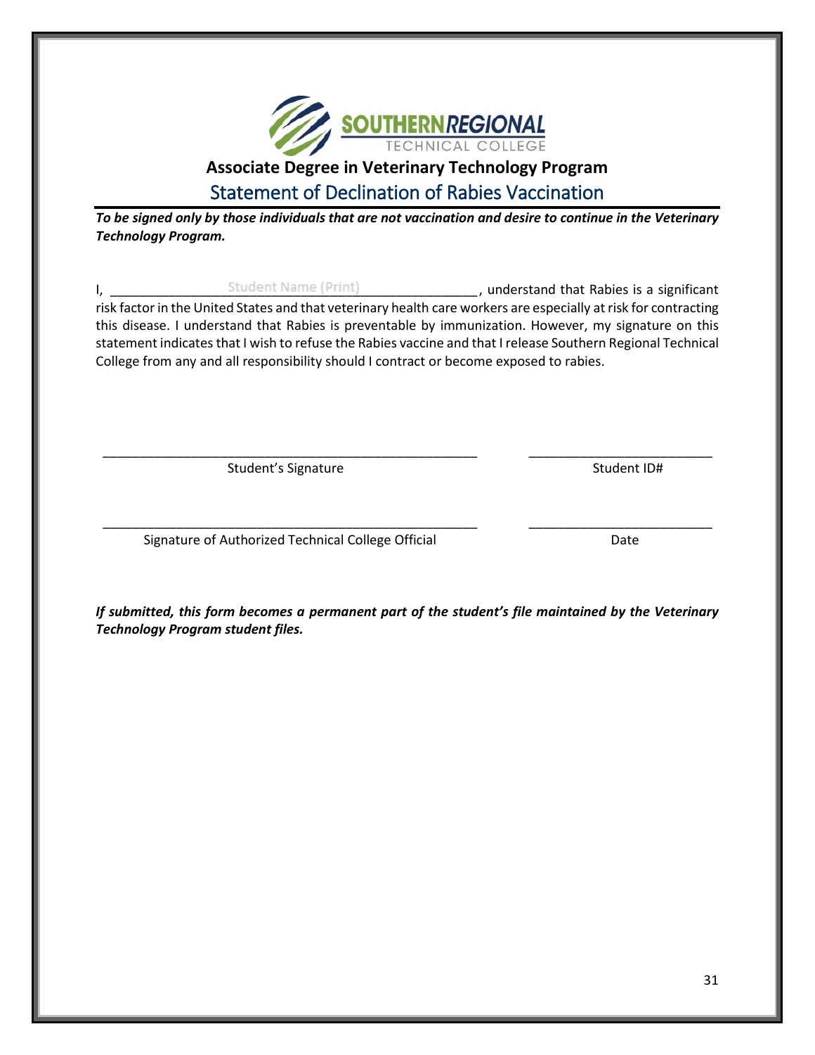**SOUTHERNREGIONAL**
TECHNICAL COLLEGE

## Associate Degree in Veterinary Technology Program

## Statement of Declination of Rabies Vaccination

***To be signed only by those individuals that are not vaccination and desire to continue in the Veterinary Technology Program.***

I, ________________Student Name (Print)________________, understand that Rabies is a significant risk factor in the United States and that veterinary health care workers are especially at risk for contracting this disease. I understand that Rabies is preventable by immunization. However, my signature on this statement indicates that I wish to refuse the Rabies vaccine and that I release Southern Regional Technical College from any and all responsibility should I contract or become exposed to rabies.

______________________________________________________ &nbsp;&nbsp;&nbsp;&nbsp; __________________________
Student's Signature &nbsp;&nbsp;&nbsp;&nbsp; Student ID#

______________________________________________________ &nbsp;&nbsp;&nbsp;&nbsp; __________________________
Signature of Authorized Technical College Official &nbsp;&nbsp;&nbsp;&nbsp; Date

***If submitted, this form becomes a permanent part of the student's file maintained by the Veterinary Technology Program student files.***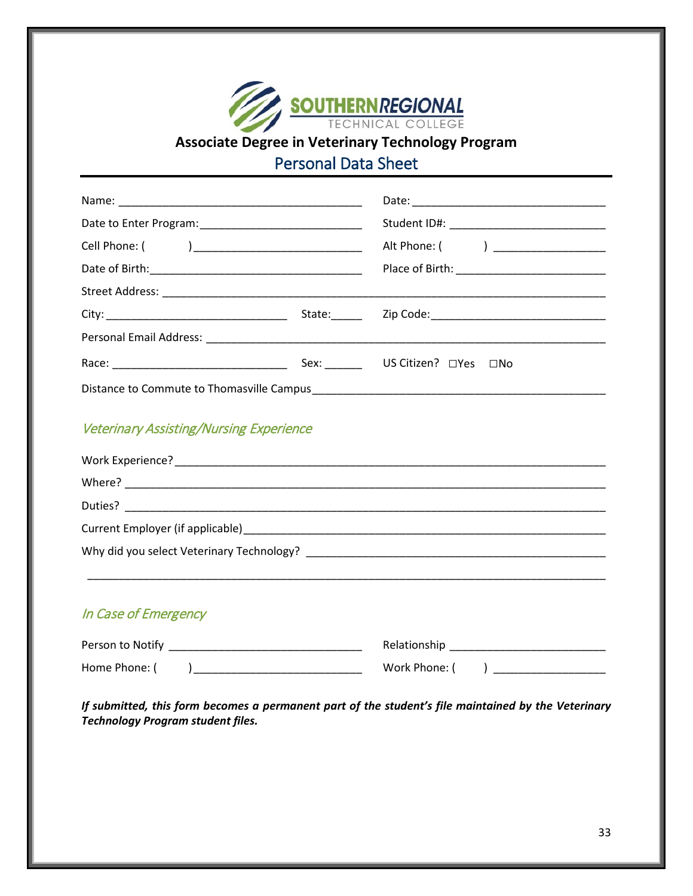SOUTHERN REGIONAL TECHNICAL COLLEGE

# Associate Degree in Veterinary Technology Program

## Personal Data Sheet

Name: ________________________________________ Date: ______________________________

Date to Enter Program: _________________________ Student ID#: ________________________

Cell Phone: (        ) __________________________ Alt Phone: (        ) _________________

Date of Birth: _________________________________ Place of Birth: _______________________

Street Address: _________________________________________________________________

City: _____________________________ State: _____ Zip Code: ___________________________

Personal Email Address: ___________________________________________________________

Race: ____________________________ Sex: ______ US Citizen? ☐Yes ☐No

Distance to Commute to Thomasville Campus _________________________________________

### *Veterinary Assisting/Nursing Experience*

Work Experience? _________________________________________________________________

Where? _________________________________________________________________________

Duties? _________________________________________________________________________

Current Employer (if applicable) ______________________________________________________

Why did you select Veterinary Technology? ____________________________________________

_______________________________________________________________________________

### *In Case of Emergency*

Person to Notify _____________________________ Relationship _______________________

Home Phone: (        ) _________________________ Work Phone: (        ) _________________

***If submitted, this form becomes a permanent part of the student's file maintained by the Veterinary Technology Program student files.***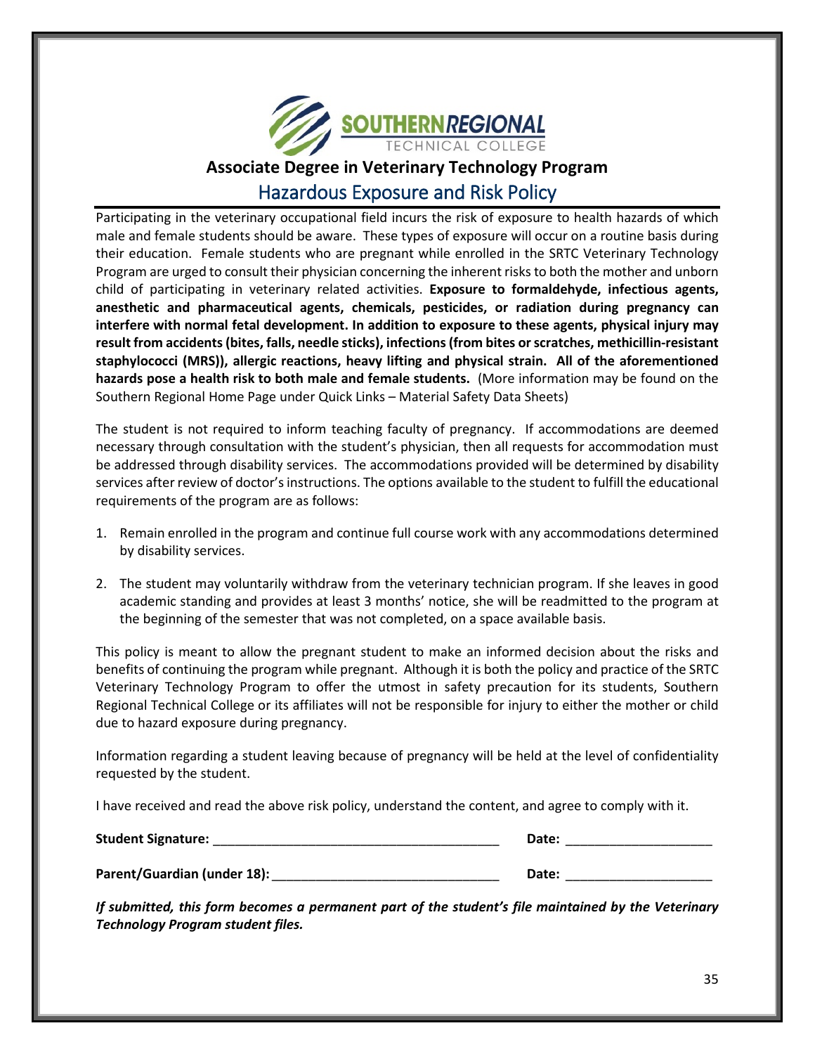SOUTHERN REGIONAL TECHNICAL COLLEGE

## Associate Degree in Veterinary Technology Program

### Hazardous Exposure and Risk Policy

Participating in the veterinary occupational field incurs the risk of exposure to health hazards of which male and female students should be aware. These types of exposure will occur on a routine basis during their education. Female students who are pregnant while enrolled in the SRTC Veterinary Technology Program are urged to consult their physician concerning the inherent risks to both the mother and unborn child of participating in veterinary related activities. **Exposure to formaldehyde, infectious agents, anesthetic and pharmaceutical agents, chemicals, pesticides, or radiation during pregnancy can interfere with normal fetal development. In addition to exposure to these agents, physical injury may result from accidents (bites, falls, needle sticks), infections (from bites or scratches, methicillin-resistant staphylococci (MRS)), allergic reactions, heavy lifting and physical strain. All of the aforementioned hazards pose a health risk to both male and female students.** (More information may be found on the Southern Regional Home Page under Quick Links – Material Safety Data Sheets)

The student is not required to inform teaching faculty of pregnancy. If accommodations are deemed necessary through consultation with the student's physician, then all requests for accommodation must be addressed through disability services. The accommodations provided will be determined by disability services after review of doctor's instructions. The options available to the student to fulfill the educational requirements of the program are as follows:

1. Remain enrolled in the program and continue full course work with any accommodations determined by disability services.
2. The student may voluntarily withdraw from the veterinary technician program. If she leaves in good academic standing and provides at least 3 months' notice, she will be readmitted to the program at the beginning of the semester that was not completed, on a space available basis.

This policy is meant to allow the pregnant student to make an informed decision about the risks and benefits of continuing the program while pregnant. Although it is both the policy and practice of the SRTC Veterinary Technology Program to offer the utmost in safety precaution for its students, Southern Regional Technical College or its affiliates will not be responsible for injury to either the mother or child due to hazard exposure during pregnancy.

Information regarding a student leaving because of pregnancy will be held at the level of confidentiality requested by the student.

I have received and read the above risk policy, understand the content, and agree to comply with it.

**Student Signature:** ________________________________________ **Date:** ____________________

**Parent/Guardian (under 18):** _______________________________ **Date:** ____________________

***If submitted, this form becomes a permanent part of the student's file maintained by the Veterinary Technology Program student files.***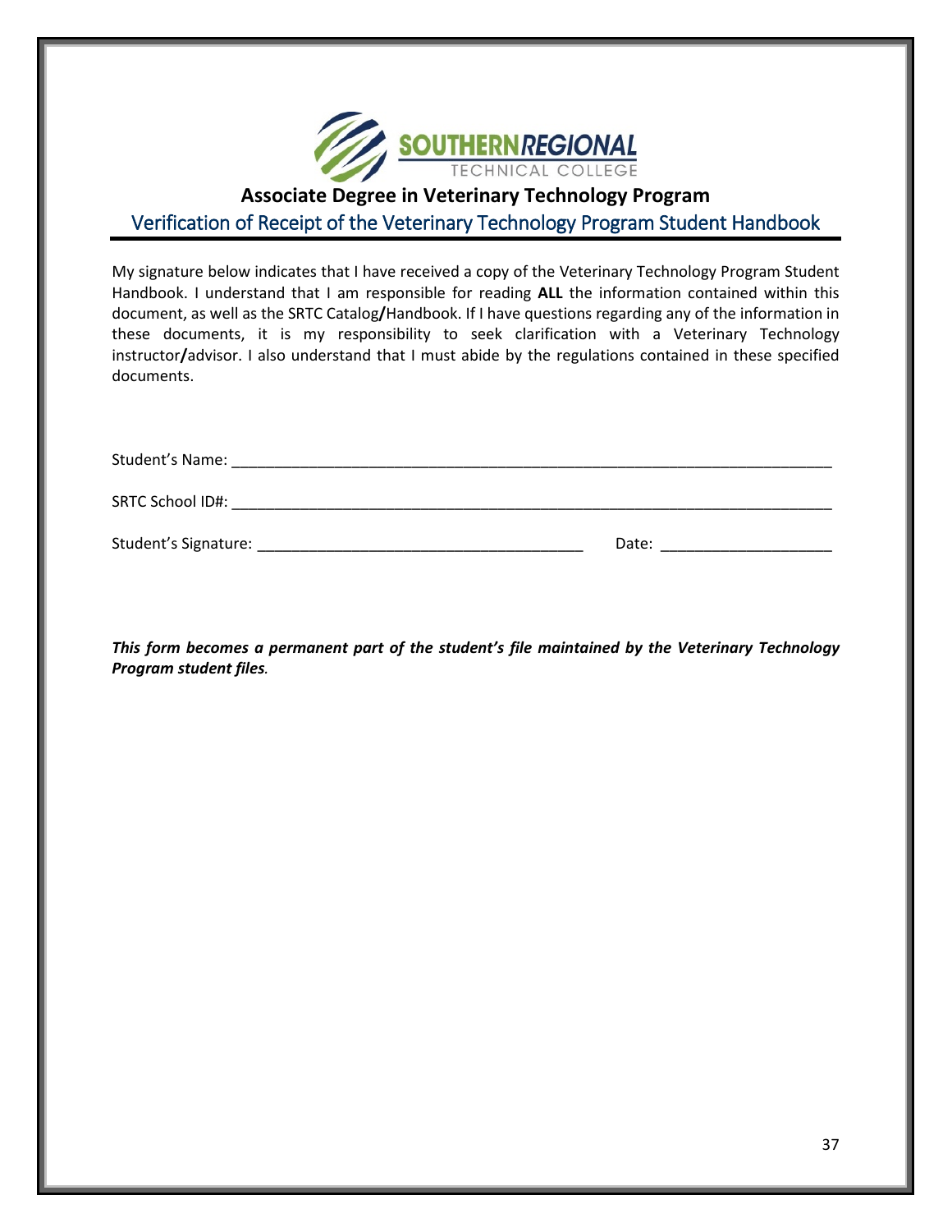SOUTHERN REGIONAL TECHNICAL COLLEGE

## Associate Degree in Veterinary Technology Program

## Verification of Receipt of the Veterinary Technology Program Student Handbook

My signature below indicates that I have received a copy of the Veterinary Technology Program Student Handbook. I understand that I am responsible for reading **ALL** the information contained within this document, as well as the SRTC Catalog**/**Handbook. If I have questions regarding any of the information in these documents, it is my responsibility to seek clarification with a Veterinary Technology instructor**/**advisor. I also understand that I must abide by the regulations contained in these specified documents.

Student's Name: ___________________________________________________________________________

SRTC School ID#: __________________________________________________________________________

Student's Signature: _______________________________________ Date: ____________________

***This form becomes a permanent part of the student's file maintained by the Veterinary Technology Program student files.***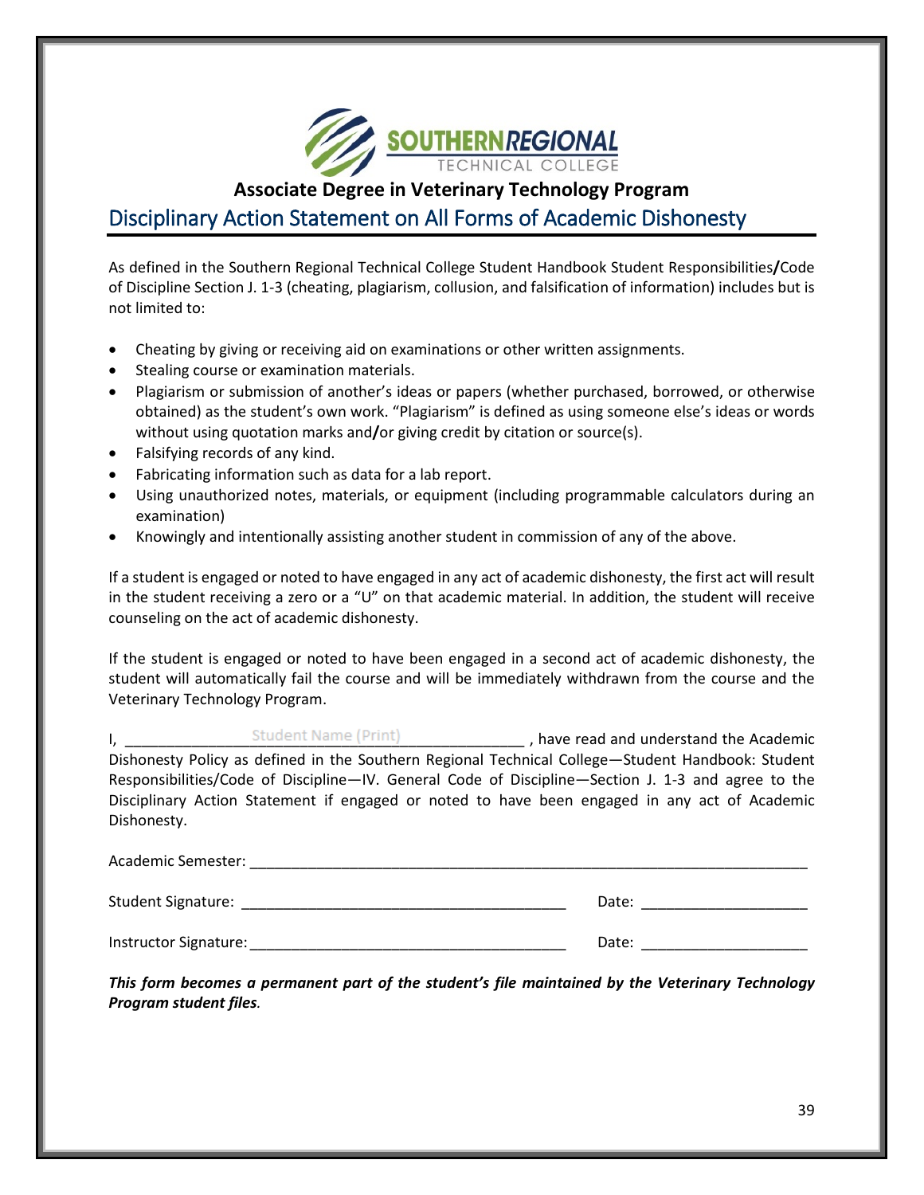SOUTHERN REGIONAL TECHNICAL COLLEGE

**Associate Degree in Veterinary Technology Program**

# Disciplinary Action Statement on All Forms of Academic Dishonesty

As defined in the Southern Regional Technical College Student Handbook Student Responsibilities**/**Code of Discipline Section J. 1-3 (cheating, plagiarism, collusion, and falsification of information) includes but is not limited to:

- Cheating by giving or receiving aid on examinations or other written assignments.
- Stealing course or examination materials.
- Plagiarism or submission of another's ideas or papers (whether purchased, borrowed, or otherwise obtained) as the student's own work. "Plagiarism" is defined as using someone else's ideas or words without using quotation marks and**/**or giving credit by citation or source(s).
- Falsifying records of any kind.
- Fabricating information such as data for a lab report.
- Using unauthorized notes, materials, or equipment (including programmable calculators during an examination)
- Knowingly and intentionally assisting another student in commission of any of the above.

If a student is engaged or noted to have engaged in any act of academic dishonesty, the first act will result in the student receiving a zero or a "U" on that academic material. In addition, the student will receive counseling on the act of academic dishonesty.

If the student is engaged or noted to have been engaged in a second act of academic dishonesty, the student will automatically fail the course and will be immediately withdrawn from the course and the Veterinary Technology Program.

I, ______________Student Name (Print)______________ , have read and understand the Academic Dishonesty Policy as defined in the Southern Regional Technical College—Student Handbook: Student Responsibilities/Code of Discipline—IV. General Code of Discipline—Section J. 1-3 and agree to the Disciplinary Action Statement if engaged or noted to have been engaged in any act of Academic Dishonesty.

Academic Semester: ______________________________________________________________________

Student Signature: ________________________________________ Date: ____________________

Instructor Signature: ______________________________________ Date: ____________________

***This form becomes a permanent part of the student's file maintained by the Veterinary Technology Program student files.***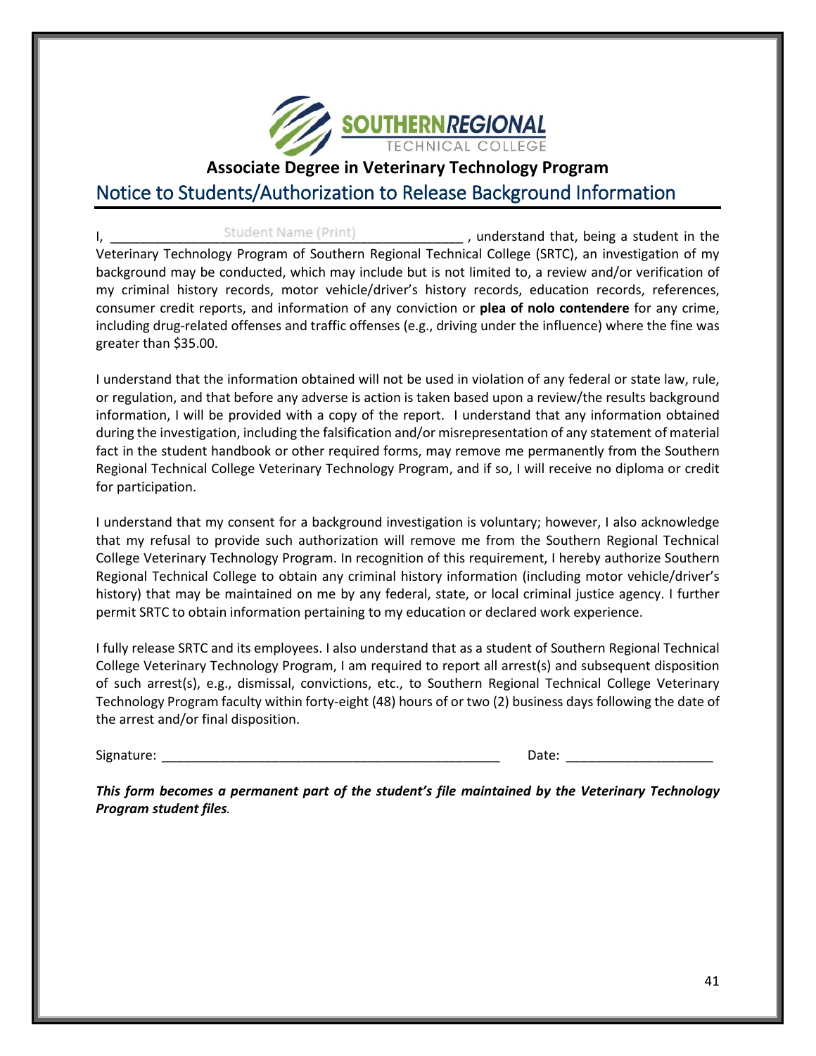SOUTHERN REGIONAL TECHNICAL COLLEGE

## Associate Degree in Veterinary Technology Program

# Notice to Students/Authorization to Release Background Information

I, ____________Student Name (Print)____________ , understand that, being a student in the Veterinary Technology Program of Southern Regional Technical College (SRTC), an investigation of my background may be conducted, which may include but is not limited to, a review and/or verification of my criminal history records, motor vehicle/driver's history records, education records, references, consumer credit reports, and information of any conviction or **plea of nolo contendere** for any crime, including drug-related offenses and traffic offenses (e.g., driving under the influence) where the fine was greater than $35.00.

I understand that the information obtained will not be used in violation of any federal or state law, rule, or regulation, and that before any adverse is action is taken based upon a review/the results background information, I will be provided with a copy of the report. I understand that any information obtained during the investigation, including the falsification and/or misrepresentation of any statement of material fact in the student handbook or other required forms, may remove me permanently from the Southern Regional Technical College Veterinary Technology Program, and if so, I will receive no diploma or credit for participation.

I understand that my consent for a background investigation is voluntary; however, I also acknowledge that my refusal to provide such authorization will remove me from the Southern Regional Technical College Veterinary Technology Program. In recognition of this requirement, I hereby authorize Southern Regional Technical College to obtain any criminal history information (including motor vehicle/driver's history) that may be maintained on me by any federal, state, or local criminal justice agency. I further permit SRTC to obtain information pertaining to my education or declared work experience.

I fully release SRTC and its employees. I also understand that as a student of Southern Regional Technical College Veterinary Technology Program, I am required to report all arrest(s) and subsequent disposition of such arrest(s), e.g., dismissal, convictions, etc., to Southern Regional Technical College Veterinary Technology Program faculty within forty-eight (48) hours of or two (2) business days following the date of the arrest and/or final disposition.

Signature: ________________________________________________ Date: ____________________

***This form becomes a permanent part of the student's file maintained by the Veterinary Technology Program student files.***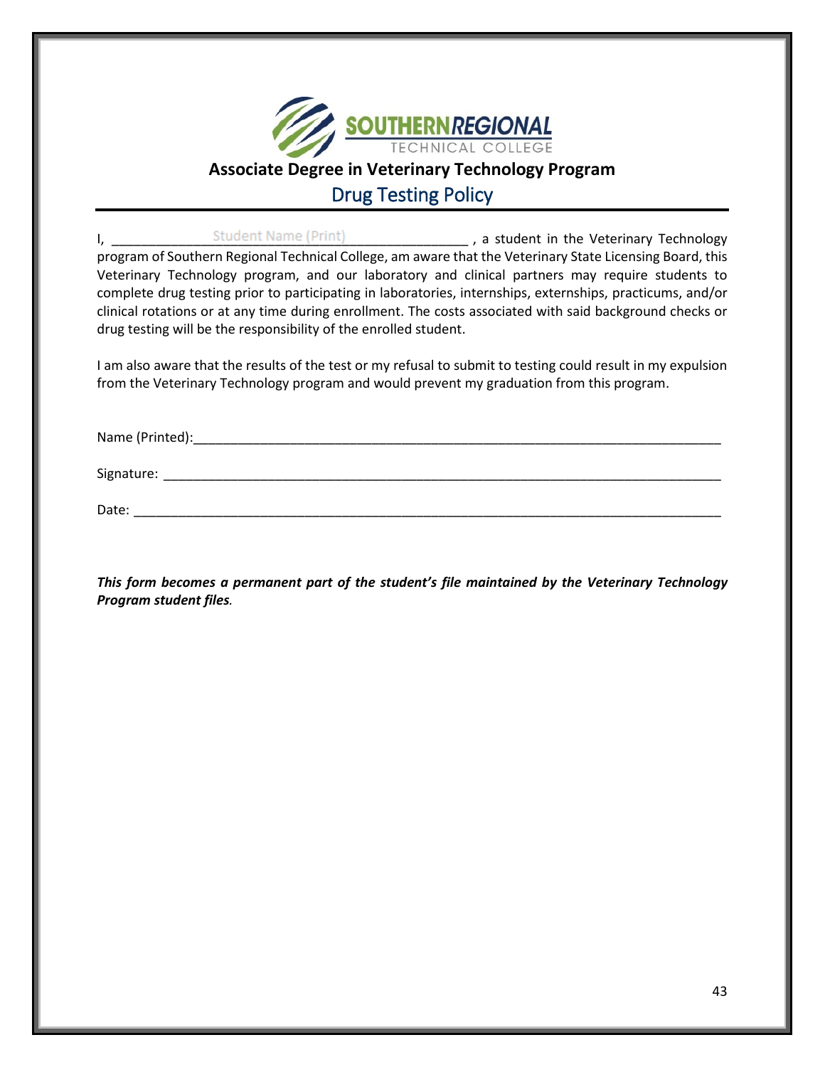SOUTHERN REGIONAL TECHNICAL COLLEGE

## Associate Degree in Veterinary Technology Program

# Drug Testing Policy

I, ______________Student Name (Print)________________ , a student in the Veterinary Technology program of Southern Regional Technical College, am aware that the Veterinary State Licensing Board, this Veterinary Technology program, and our laboratory and clinical partners may require students to complete drug testing prior to participating in laboratories, internships, externships, practicums, and/or clinical rotations or at any time during enrollment. The costs associated with said background checks or drug testing will be the responsibility of the enrolled student.

I am also aware that the results of the test or my refusal to submit to testing could result in my expulsion from the Veterinary Technology program and would prevent my graduation from this program.

Name (Printed):______________________________________________________________

Signature: ____________________________________________________________________

Date: _________________________________________________________________________

***This form becomes a permanent part of the student's file maintained by the Veterinary Technology Program student files.***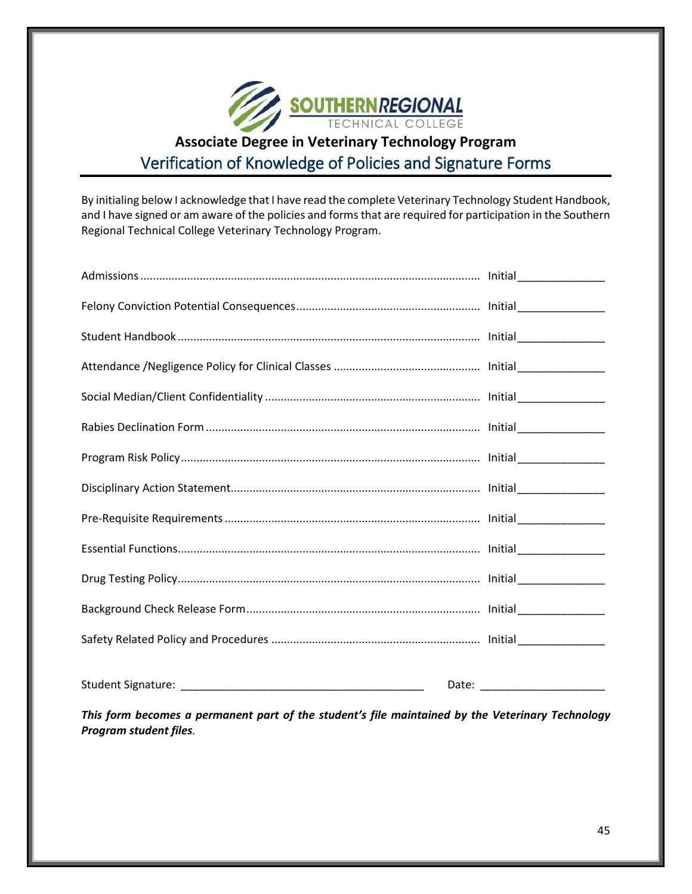SOUTHERN REGIONAL TECHNICAL COLLEGE

## Associate Degree in Veterinary Technology Program

## Verification of Knowledge of Policies and Signature Forms

By initialing below I acknowledge that I have read the complete Veterinary Technology Student Handbook, and I have signed or am aware of the policies and forms that are required for participation in the Southern Regional Technical College Veterinary Technology Program.

Admissions .......................................................................................................... Initial______________

Felony Conviction Potential Consequences.......................................................... Initial______________

Student Handbook ................................................................................................ Initial______________

Attendance /Negligence Policy for Clinical Classes .............................................. Initial______________

Social Median/Client Confidentiality .................................................................... Initial______________

Rabies Declination Form ...................................................................................... Initial______________

Program Risk Policy............................................................................................... Initial______________

Disciplinary Action Statement............................................................................... Initial______________

Pre-Requisite Requirements ................................................................................. Initial______________

Essential Functions................................................................................................ Initial______________

Drug Testing Policy................................................................................................ Initial______________

Background Check Release Form.......................................................................... Initial______________

Safety Related Policy and Procedures .................................................................. Initial______________

Student Signature: _______________________________________ Date: ____________________

***This form becomes a permanent part of the student's file maintained by the Veterinary Technology Program student files.***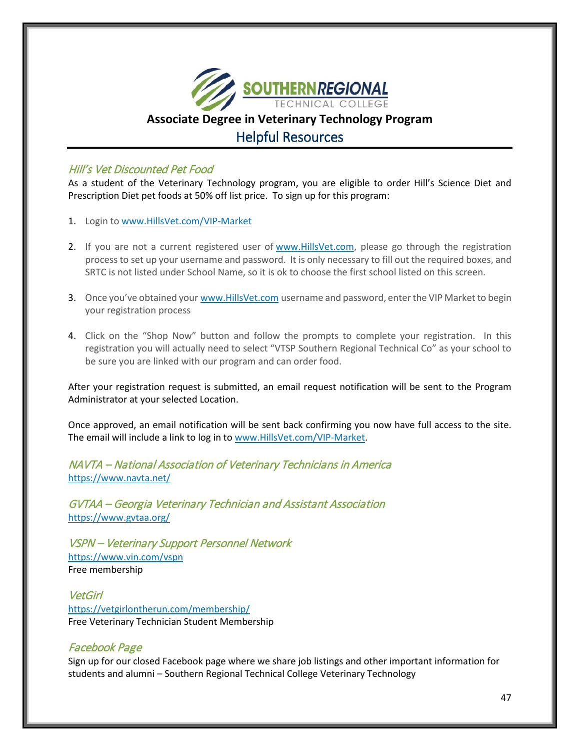# Associate Degree in Veterinary Technology Program

## Helpful Resources

### *Hill's Vet Discounted Pet Food*

As a student of the Veterinary Technology program, you are eligible to order Hill's Science Diet and Prescription Diet pet foods at 50% off list price. To sign up for this program:

1. Login to www.HillsVet.com/VIP-Market
2. If you are not a current registered user of www.HillsVet.com, please go through the registration process to set up your username and password. It is only necessary to fill out the required boxes, and SRTC is not listed under School Name, so it is ok to choose the first school listed on this screen.
3. Once you've obtained your www.HillsVet.com username and password, enter the VIP Market to begin your registration process
4. Click on the "Shop Now" button and follow the prompts to complete your registration. In this registration you will actually need to select "VTSP Southern Regional Technical Co" as your school to be sure you are linked with our program and can order food.

After your registration request is submitted, an email request notification will be sent to the Program Administrator at your selected Location.

Once approved, an email notification will be sent back confirming you now have full access to the site. The email will include a link to log in to www.HillsVet.com/VIP-Market.

### *NAVTA – National Association of Veterinary Technicians in America*

https://www.navta.net/

### *GVTAA – Georgia Veterinary Technician and Assistant Association*

https://www.gvtaa.org/

### *VSPN – Veterinary Support Personnel Network*

https://www.vin.com/vspn

Free membership

### *VetGirl*

https://vetgirlontherun.com/membership/

Free Veterinary Technician Student Membership

### *Facebook Page*

Sign up for our closed Facebook page where we share job listings and other important information for students and alumni – Southern Regional Technical College Veterinary Technology